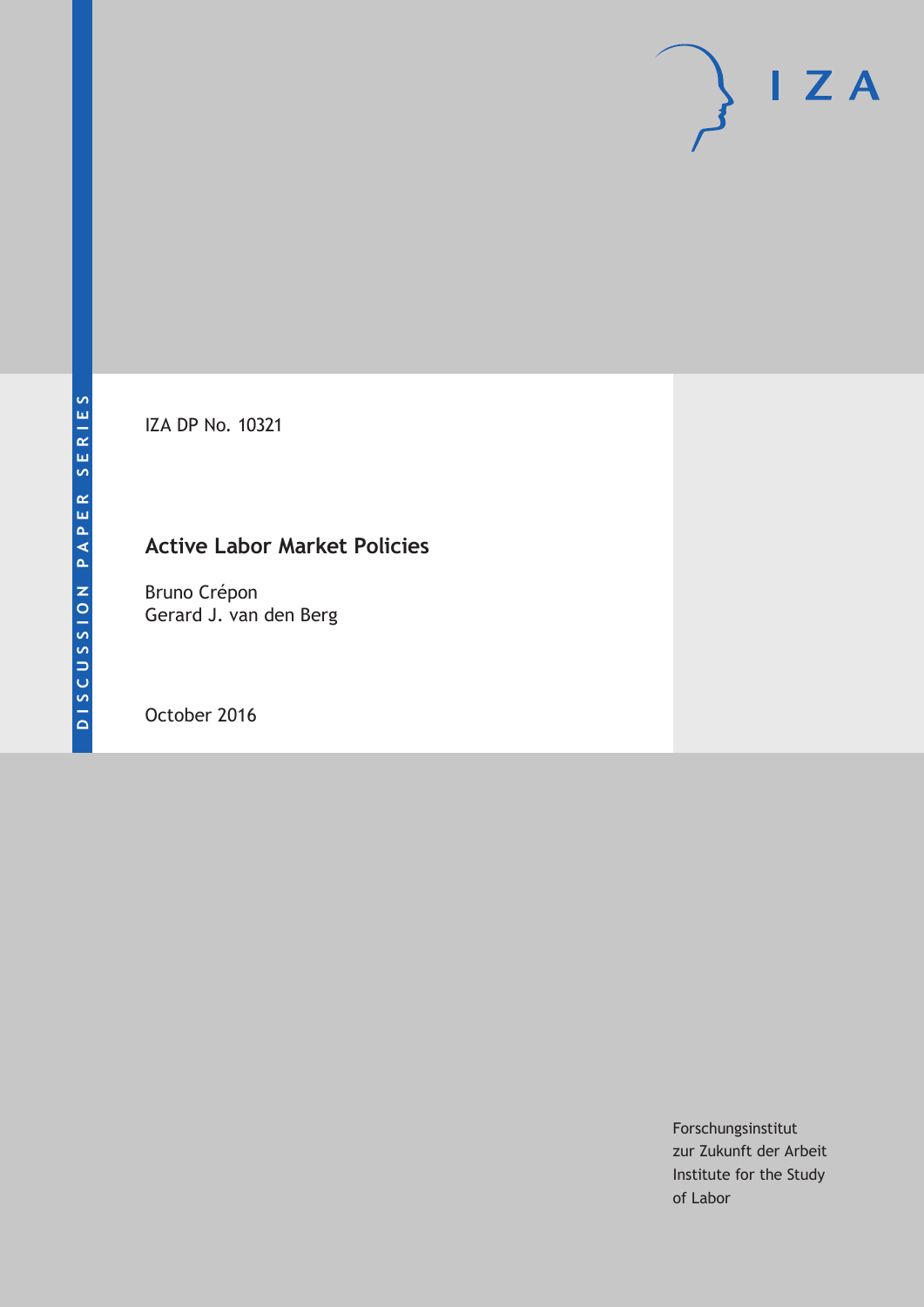DISCUSSION PAPER SERIES

IZA DP No. 10321

# Active Labor Market Policies

Bruno Crépon
Gerard J. van den Berg

October 2016

Forschungsinstitut
zur Zukunft der Arbeit
Institute for the Study
of Labor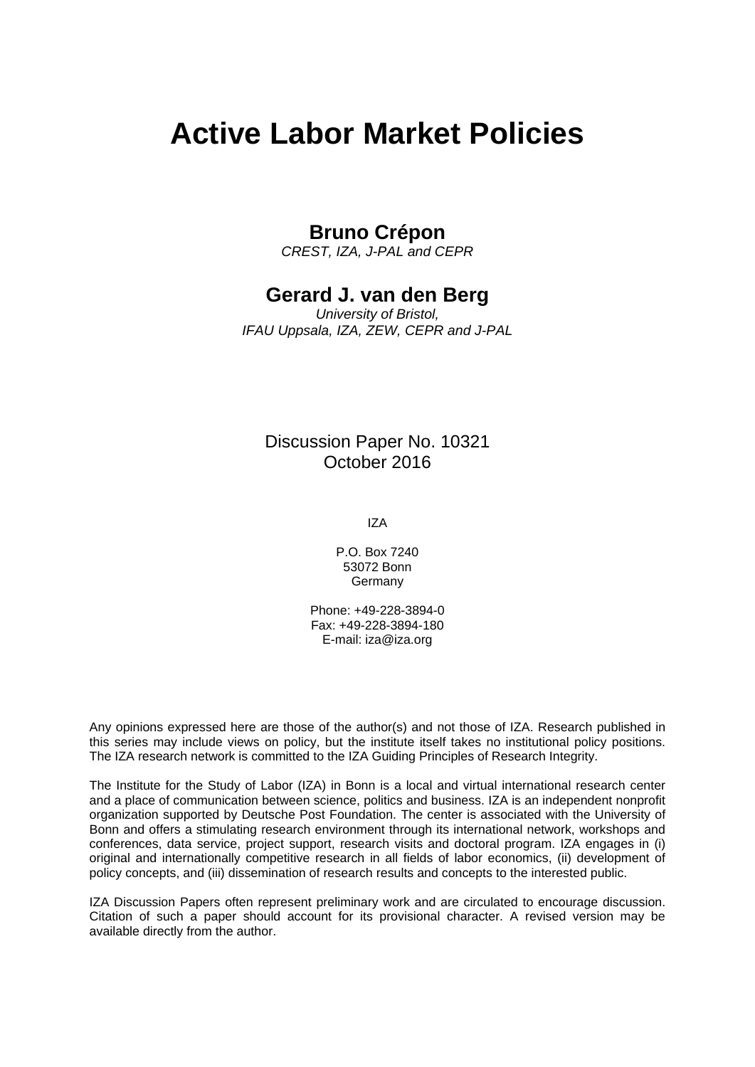# Active Labor Market Policies

**Bruno Crépon**

*CREST, IZA, J-PAL and CEPR*

**Gerard J. van den Berg**

*University of Bristol,*
*IFAU Uppsala, IZA, ZEW, CEPR and J-PAL*

Discussion Paper No. 10321
October 2016

IZA

P.O. Box 7240
53072 Bonn
Germany

Phone: +49-228-3894-0
Fax: +49-228-3894-180
E-mail: iza@iza.org

Any opinions expressed here are those of the author(s) and not those of IZA. Research published in this series may include views on policy, but the institute itself takes no institutional policy positions. The IZA research network is committed to the IZA Guiding Principles of Research Integrity.

The Institute for the Study of Labor (IZA) in Bonn is a local and virtual international research center and a place of communication between science, politics and business. IZA is an independent nonprofit organization supported by Deutsche Post Foundation. The center is associated with the University of Bonn and offers a stimulating research environment through its international network, workshops and conferences, data service, project support, research visits and doctoral program. IZA engages in (i) original and internationally competitive research in all fields of labor economics, (ii) development of policy concepts, and (iii) dissemination of research results and concepts to the interested public.

IZA Discussion Papers often represent preliminary work and are circulated to encourage discussion. Citation of such a paper should account for its provisional character. A revised version may be available directly from the author.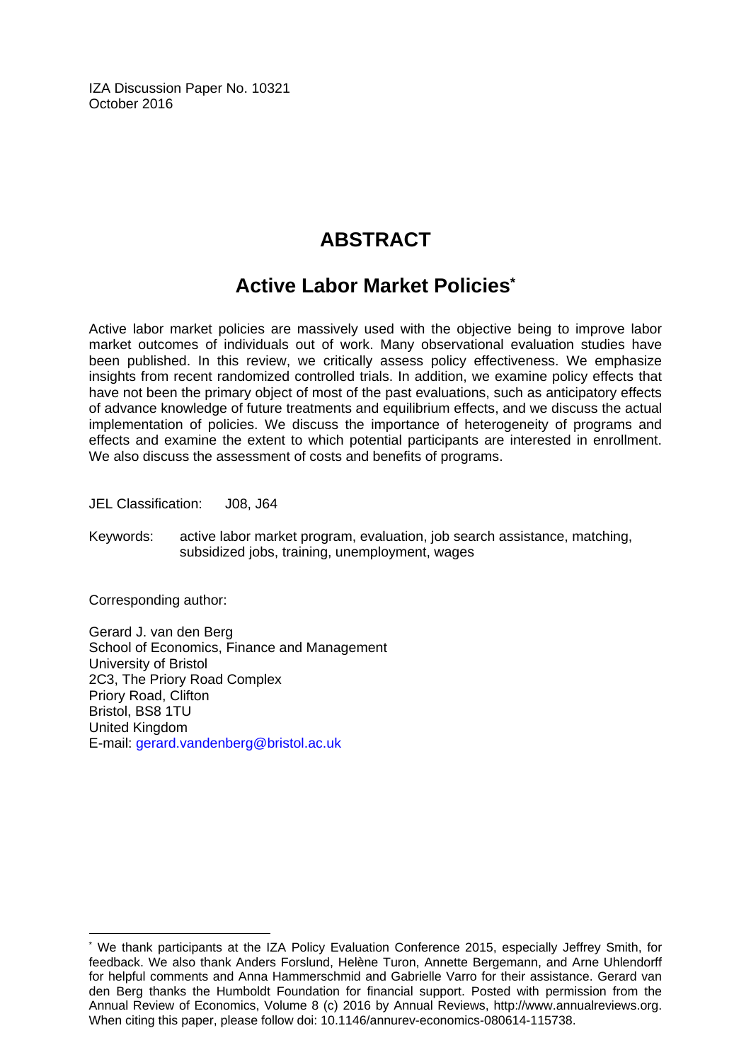IZA Discussion Paper No. 10321
October 2016

# ABSTRACT

## Active Labor Market Policies*

Active labor market policies are massively used with the objective being to improve labor market outcomes of individuals out of work. Many observational evaluation studies have been published. In this review, we critically assess policy effectiveness. We emphasize insights from recent randomized controlled trials. In addition, we examine policy effects that have not been the primary object of most of the past evaluations, such as anticipatory effects of advance knowledge of future treatments and equilibrium effects, and we discuss the actual implementation of policies. We discuss the importance of heterogeneity of programs and effects and examine the extent to which potential participants are interested in enrollment. We also discuss the assessment of costs and benefits of programs.

JEL Classification: J08, J64

Keywords: active labor market program, evaluation, job search assistance, matching, subsidized jobs, training, unemployment, wages

Corresponding author:

Gerard J. van den Berg
School of Economics, Finance and Management
University of Bristol
2C3, The Priory Road Complex
Priory Road, Clifton
Bristol, BS8 1TU
United Kingdom
E-mail: gerard.vandenberg@bristol.ac.uk

---

* We thank participants at the IZA Policy Evaluation Conference 2015, especially Jeffrey Smith, for feedback. We also thank Anders Forslund, Helène Turon, Annette Bergemann, and Arne Uhlendorff for helpful comments and Anna Hammerschmid and Gabrielle Varro for their assistance. Gerard van den Berg thanks the Humboldt Foundation for financial support. Posted with permission from the Annual Review of Economics, Volume 8 (c) 2016 by Annual Reviews, http://www.annualreviews.org. When citing this paper, please follow doi: 10.1146/annurev-economics-080614-115738.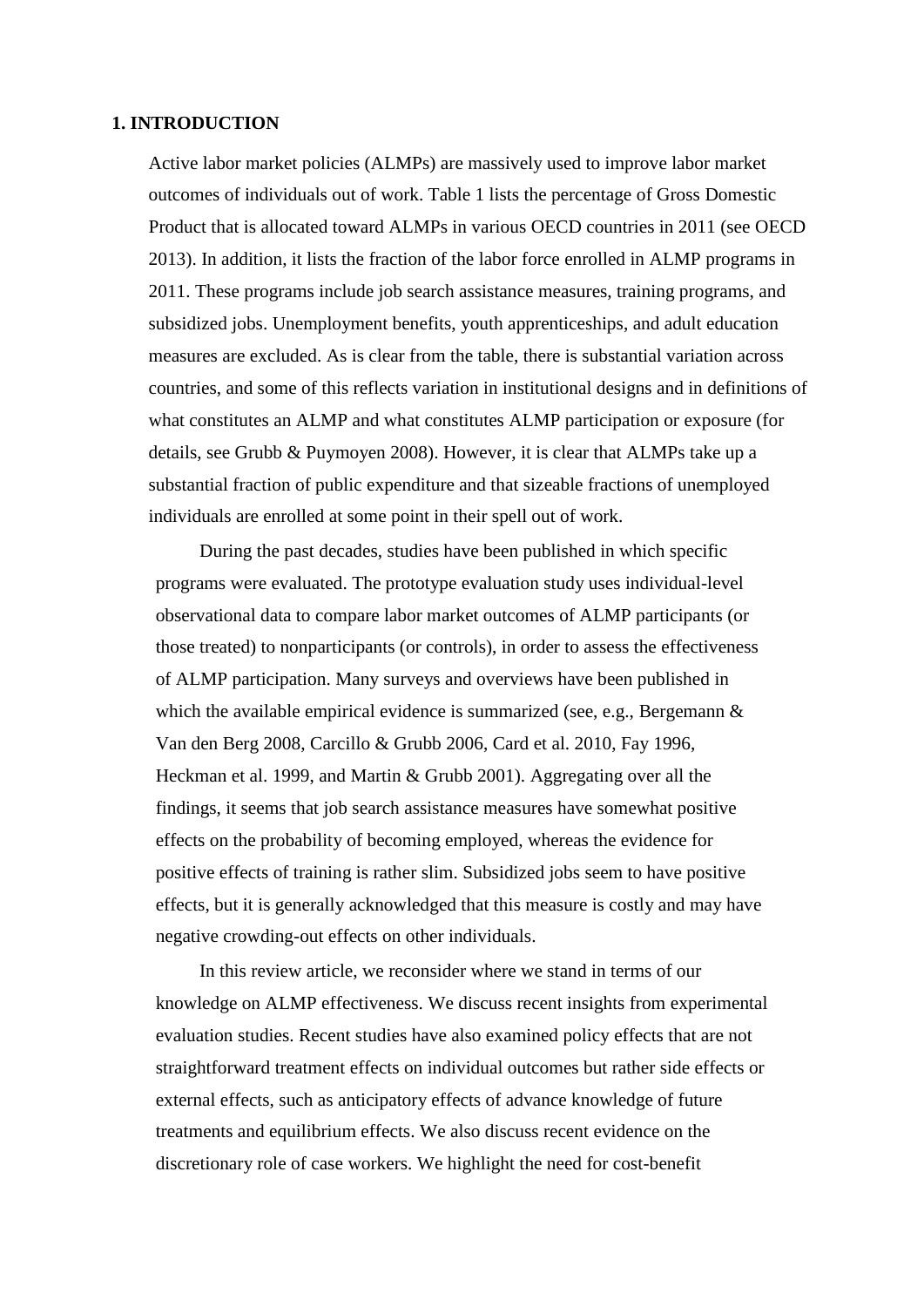## 1. INTRODUCTION

Active labor market policies (ALMPs) are massively used to improve labor market outcomes of individuals out of work. Table 1 lists the percentage of Gross Domestic Product that is allocated toward ALMPs in various OECD countries in 2011 (see OECD 2013). In addition, it lists the fraction of the labor force enrolled in ALMP programs in 2011. These programs include job search assistance measures, training programs, and subsidized jobs. Unemployment benefits, youth apprenticeships, and adult education measures are excluded. As is clear from the table, there is substantial variation across countries, and some of this reflects variation in institutional designs and in definitions of what constitutes an ALMP and what constitutes ALMP participation or exposure (for details, see Grubb & Puymoyen 2008). However, it is clear that ALMPs take up a substantial fraction of public expenditure and that sizeable fractions of unemployed individuals are enrolled at some point in their spell out of work.

During the past decades, studies have been published in which specific programs were evaluated. The prototype evaluation study uses individual-level observational data to compare labor market outcomes of ALMP participants (or those treated) to nonparticipants (or controls), in order to assess the effectiveness of ALMP participation. Many surveys and overviews have been published in which the available empirical evidence is summarized (see, e.g., Bergemann & Van den Berg 2008, Carcillo & Grubb 2006, Card et al. 2010, Fay 1996, Heckman et al. 1999, and Martin & Grubb 2001). Aggregating over all the findings, it seems that job search assistance measures have somewhat positive effects on the probability of becoming employed, whereas the evidence for positive effects of training is rather slim. Subsidized jobs seem to have positive effects, but it is generally acknowledged that this measure is costly and may have negative crowding-out effects on other individuals.

In this review article, we reconsider where we stand in terms of our knowledge on ALMP effectiveness. We discuss recent insights from experimental evaluation studies. Recent studies have also examined policy effects that are not straightforward treatment effects on individual outcomes but rather side effects or external effects, such as anticipatory effects of advance knowledge of future treatments and equilibrium effects. We also discuss recent evidence on the discretionary role of case workers. We highlight the need for cost-benefit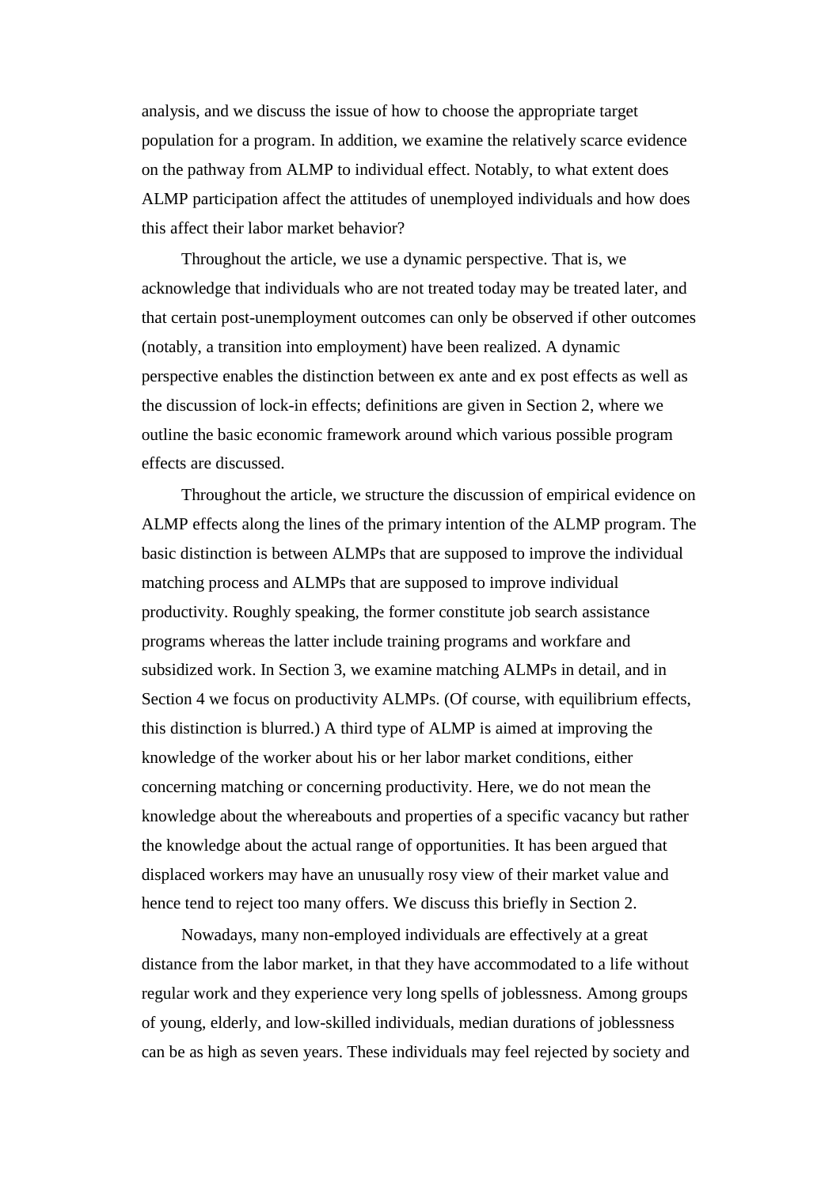analysis, and we discuss the issue of how to choose the appropriate target population for a program. In addition, we examine the relatively scarce evidence on the pathway from ALMP to individual effect. Notably, to what extent does ALMP participation affect the attitudes of unemployed individuals and how does this affect their labor market behavior?

Throughout the article, we use a dynamic perspective. That is, we acknowledge that individuals who are not treated today may be treated later, and that certain post-unemployment outcomes can only be observed if other outcomes (notably, a transition into employment) have been realized. A dynamic perspective enables the distinction between ex ante and ex post effects as well as the discussion of lock-in effects; definitions are given in Section 2, where we outline the basic economic framework around which various possible program effects are discussed.

Throughout the article, we structure the discussion of empirical evidence on ALMP effects along the lines of the primary intention of the ALMP program. The basic distinction is between ALMPs that are supposed to improve the individual matching process and ALMPs that are supposed to improve individual productivity. Roughly speaking, the former constitute job search assistance programs whereas the latter include training programs and workfare and subsidized work. In Section 3, we examine matching ALMPs in detail, and in Section 4 we focus on productivity ALMPs. (Of course, with equilibrium effects, this distinction is blurred.) A third type of ALMP is aimed at improving the knowledge of the worker about his or her labor market conditions, either concerning matching or concerning productivity. Here, we do not mean the knowledge about the whereabouts and properties of a specific vacancy but rather the knowledge about the actual range of opportunities. It has been argued that displaced workers may have an unusually rosy view of their market value and hence tend to reject too many offers. We discuss this briefly in Section 2.

Nowadays, many non-employed individuals are effectively at a great distance from the labor market, in that they have accommodated to a life without regular work and they experience very long spells of joblessness. Among groups of young, elderly, and low-skilled individuals, median durations of joblessness can be as high as seven years. These individuals may feel rejected by society and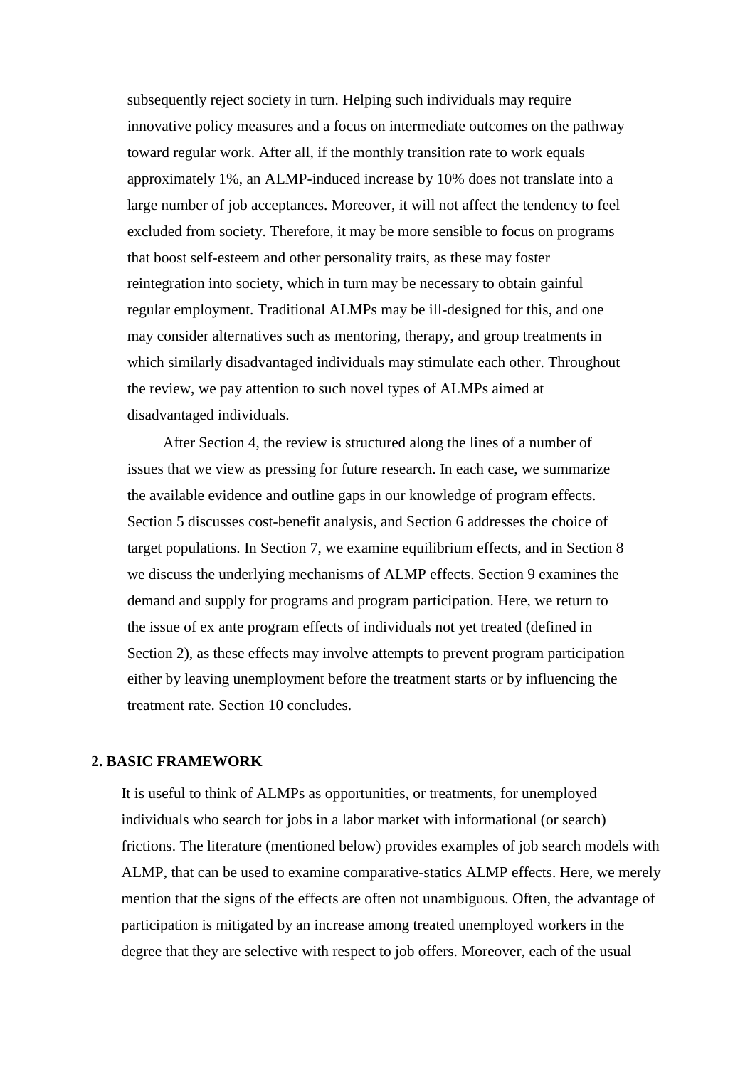subsequently reject society in turn. Helping such individuals may require innovative policy measures and a focus on intermediate outcomes on the pathway toward regular work. After all, if the monthly transition rate to work equals approximately 1%, an ALMP-induced increase by 10% does not translate into a large number of job acceptances. Moreover, it will not affect the tendency to feel excluded from society. Therefore, it may be more sensible to focus on programs that boost self-esteem and other personality traits, as these may foster reintegration into society, which in turn may be necessary to obtain gainful regular employment. Traditional ALMPs may be ill-designed for this, and one may consider alternatives such as mentoring, therapy, and group treatments in which similarly disadvantaged individuals may stimulate each other. Throughout the review, we pay attention to such novel types of ALMPs aimed at disadvantaged individuals.

After Section 4, the review is structured along the lines of a number of issues that we view as pressing for future research. In each case, we summarize the available evidence and outline gaps in our knowledge of program effects. Section 5 discusses cost-benefit analysis, and Section 6 addresses the choice of target populations. In Section 7, we examine equilibrium effects, and in Section 8 we discuss the underlying mechanisms of ALMP effects. Section 9 examines the demand and supply for programs and program participation. Here, we return to the issue of ex ante program effects of individuals not yet treated (defined in Section 2), as these effects may involve attempts to prevent program participation either by leaving unemployment before the treatment starts or by influencing the treatment rate. Section 10 concludes.

## 2. BASIC FRAMEWORK

It is useful to think of ALMPs as opportunities, or treatments, for unemployed individuals who search for jobs in a labor market with informational (or search) frictions. The literature (mentioned below) provides examples of job search models with ALMP, that can be used to examine comparative-statics ALMP effects. Here, we merely mention that the signs of the effects are often not unambiguous. Often, the advantage of participation is mitigated by an increase among treated unemployed workers in the degree that they are selective with respect to job offers. Moreover, each of the usual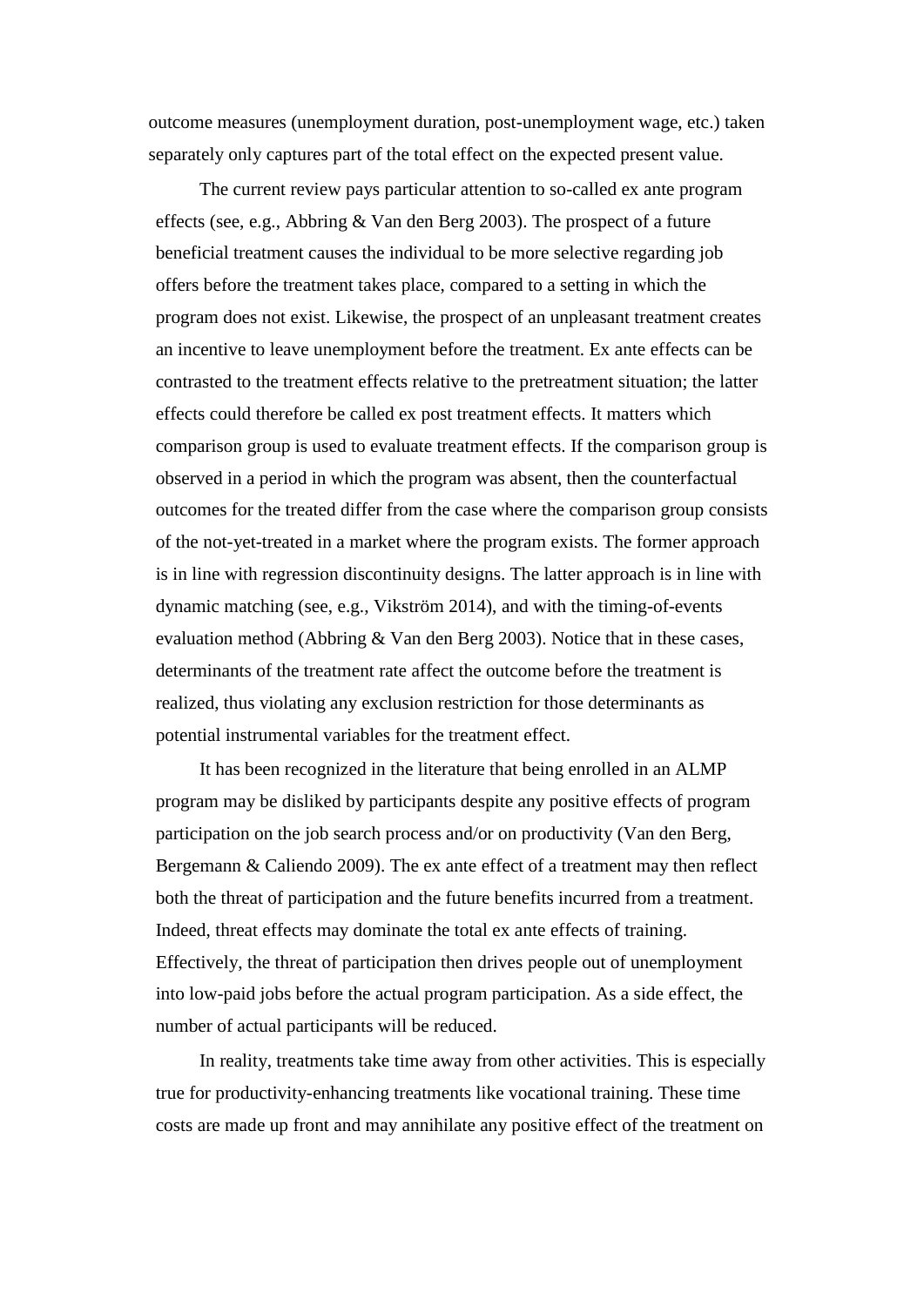outcome measures (unemployment duration, post-unemployment wage, etc.) taken separately only captures part of the total effect on the expected present value.

The current review pays particular attention to so-called ex ante program effects (see, e.g., Abbring & Van den Berg 2003). The prospect of a future beneficial treatment causes the individual to be more selective regarding job offers before the treatment takes place, compared to a setting in which the program does not exist. Likewise, the prospect of an unpleasant treatment creates an incentive to leave unemployment before the treatment. Ex ante effects can be contrasted to the treatment effects relative to the pretreatment situation; the latter effects could therefore be called ex post treatment effects. It matters which comparison group is used to evaluate treatment effects. If the comparison group is observed in a period in which the program was absent, then the counterfactual outcomes for the treated differ from the case where the comparison group consists of the not-yet-treated in a market where the program exists. The former approach is in line with regression discontinuity designs. The latter approach is in line with dynamic matching (see, e.g., Vikström 2014), and with the timing-of-events evaluation method (Abbring & Van den Berg 2003). Notice that in these cases, determinants of the treatment rate affect the outcome before the treatment is realized, thus violating any exclusion restriction for those determinants as potential instrumental variables for the treatment effect.

It has been recognized in the literature that being enrolled in an ALMP program may be disliked by participants despite any positive effects of program participation on the job search process and/or on productivity (Van den Berg, Bergemann & Caliendo 2009). The ex ante effect of a treatment may then reflect both the threat of participation and the future benefits incurred from a treatment. Indeed, threat effects may dominate the total ex ante effects of training. Effectively, the threat of participation then drives people out of unemployment into low-paid jobs before the actual program participation. As a side effect, the number of actual participants will be reduced.

In reality, treatments take time away from other activities. This is especially true for productivity-enhancing treatments like vocational training. These time costs are made up front and may annihilate any positive effect of the treatment on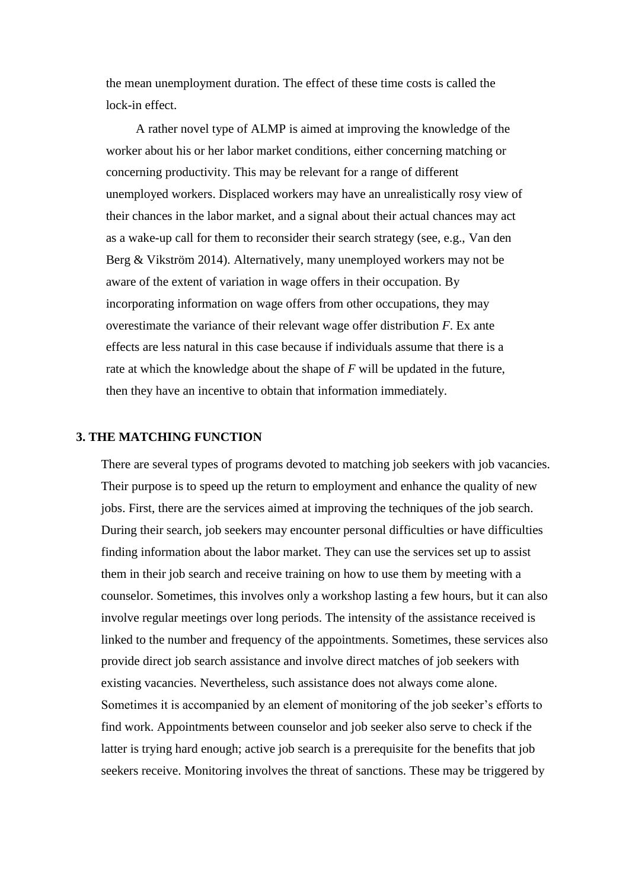the mean unemployment duration. The effect of these time costs is called the lock-in effect.

A rather novel type of ALMP is aimed at improving the knowledge of the worker about his or her labor market conditions, either concerning matching or concerning productivity. This may be relevant for a range of different unemployed workers. Displaced workers may have an unrealistically rosy view of their chances in the labor market, and a signal about their actual chances may act as a wake-up call for them to reconsider their search strategy (see, e.g., Van den Berg & Vikström 2014). Alternatively, many unemployed workers may not be aware of the extent of variation in wage offers in their occupation. By incorporating information on wage offers from other occupations, they may overestimate the variance of their relevant wage offer distribution $F$. Ex ante effects are less natural in this case because if individuals assume that there is a rate at which the knowledge about the shape of $F$ will be updated in the future, then they have an incentive to obtain that information immediately.

## 3. THE MATCHING FUNCTION

There are several types of programs devoted to matching job seekers with job vacancies. Their purpose is to speed up the return to employment and enhance the quality of new jobs. First, there are the services aimed at improving the techniques of the job search. During their search, job seekers may encounter personal difficulties or have difficulties finding information about the labor market. They can use the services set up to assist them in their job search and receive training on how to use them by meeting with a counselor. Sometimes, this involves only a workshop lasting a few hours, but it can also involve regular meetings over long periods. The intensity of the assistance received is linked to the number and frequency of the appointments. Sometimes, these services also provide direct job search assistance and involve direct matches of job seekers with existing vacancies. Nevertheless, such assistance does not always come alone. Sometimes it is accompanied by an element of monitoring of the job seeker's efforts to find work. Appointments between counselor and job seeker also serve to check if the latter is trying hard enough; active job search is a prerequisite for the benefits that job seekers receive. Monitoring involves the threat of sanctions. These may be triggered by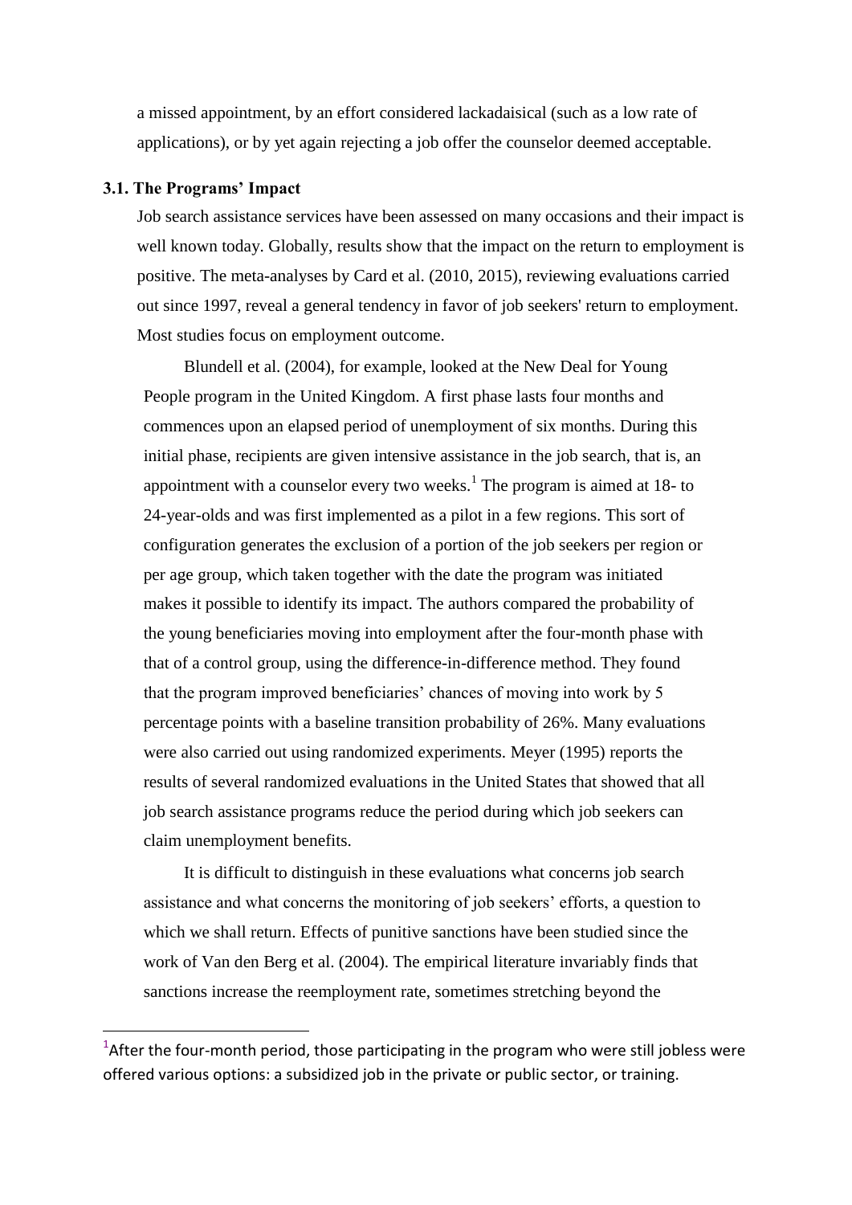a missed appointment, by an effort considered lackadaisical (such as a low rate of applications), or by yet again rejecting a job offer the counselor deemed acceptable.

### 3.1. The Programs' Impact

Job search assistance services have been assessed on many occasions and their impact is well known today. Globally, results show that the impact on the return to employment is positive. The meta-analyses by Card et al. (2010, 2015), reviewing evaluations carried out since 1997, reveal a general tendency in favor of job seekers' return to employment. Most studies focus on employment outcome.

Blundell et al. (2004), for example, looked at the New Deal for Young People program in the United Kingdom. A first phase lasts four months and commences upon an elapsed period of unemployment of six months. During this initial phase, recipients are given intensive assistance in the job search, that is, an appointment with a counselor every two weeks.[1] The program is aimed at 18- to 24-year-olds and was first implemented as a pilot in a few regions. This sort of configuration generates the exclusion of a portion of the job seekers per region or per age group, which taken together with the date the program was initiated makes it possible to identify its impact. The authors compared the probability of the young beneficiaries moving into employment after the four-month phase with that of a control group, using the difference-in-difference method. They found that the program improved beneficiaries' chances of moving into work by 5 percentage points with a baseline transition probability of 26%. Many evaluations were also carried out using randomized experiments. Meyer (1995) reports the results of several randomized evaluations in the United States that showed that all job search assistance programs reduce the period during which job seekers can claim unemployment benefits.

It is difficult to distinguish in these evaluations what concerns job search assistance and what concerns the monitoring of job seekers' efforts, a question to which we shall return. Effects of punitive sanctions have been studied since the work of Van den Berg et al. (2004). The empirical literature invariably finds that sanctions increase the reemployment rate, sometimes stretching beyond the

[1] After the four-month period, those participating in the program who were still jobless were offered various options: a subsidized job in the private or public sector, or training.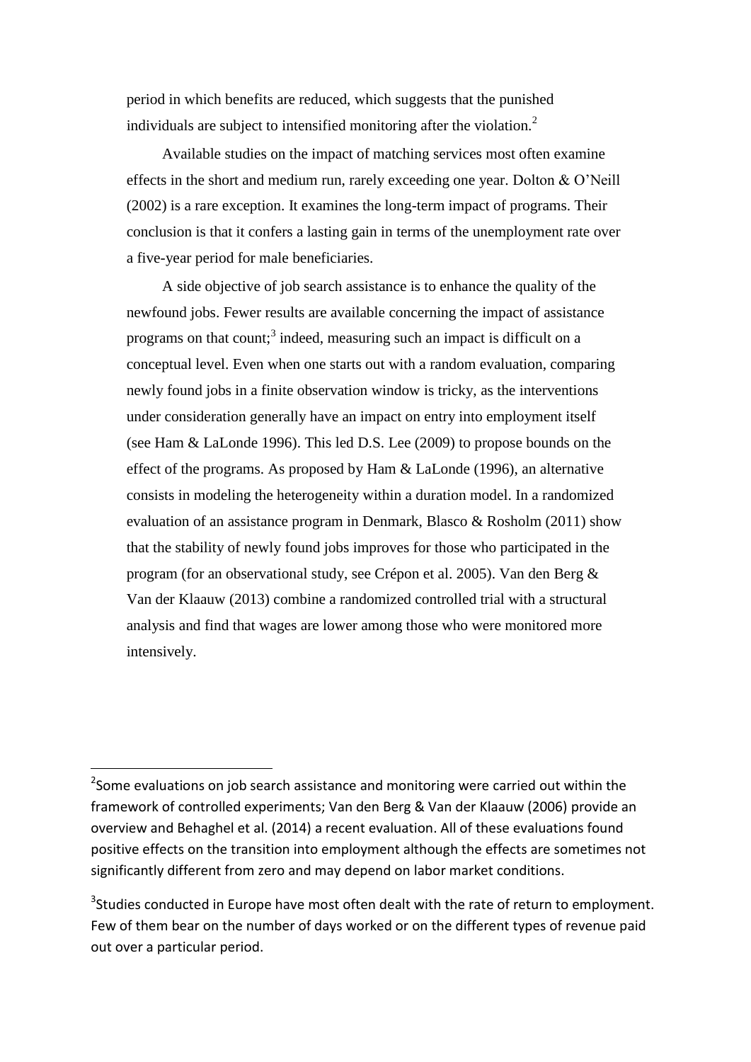period in which benefits are reduced, which suggests that the punished individuals are subject to intensified monitoring after the violation.[2]

Available studies on the impact of matching services most often examine effects in the short and medium run, rarely exceeding one year. Dolton & O'Neill (2002) is a rare exception. It examines the long-term impact of programs. Their conclusion is that it confers a lasting gain in terms of the unemployment rate over a five-year period for male beneficiaries.

A side objective of job search assistance is to enhance the quality of the newfound jobs. Fewer results are available concerning the impact of assistance programs on that count;[3] indeed, measuring such an impact is difficult on a conceptual level. Even when one starts out with a random evaluation, comparing newly found jobs in a finite observation window is tricky, as the interventions under consideration generally have an impact on entry into employment itself (see Ham & LaLonde 1996). This led D.S. Lee (2009) to propose bounds on the effect of the programs. As proposed by Ham & LaLonde (1996), an alternative consists in modeling the heterogeneity within a duration model. In a randomized evaluation of an assistance program in Denmark, Blasco & Rosholm (2011) show that the stability of newly found jobs improves for those who participated in the program (for an observational study, see Crépon et al. 2005). Van den Berg & Van der Klaauw (2013) combine a randomized controlled trial with a structural analysis and find that wages are lower among those who were monitored more intensively.

---

[2] Some evaluations on job search assistance and monitoring were carried out within the framework of controlled experiments; Van den Berg & Van der Klaauw (2006) provide an overview and Behaghel et al. (2014) a recent evaluation. All of these evaluations found positive effects on the transition into employment although the effects are sometimes not significantly different from zero and may depend on labor market conditions.

[3] Studies conducted in Europe have most often dealt with the rate of return to employment. Few of them bear on the number of days worked or on the different types of revenue paid out over a particular period.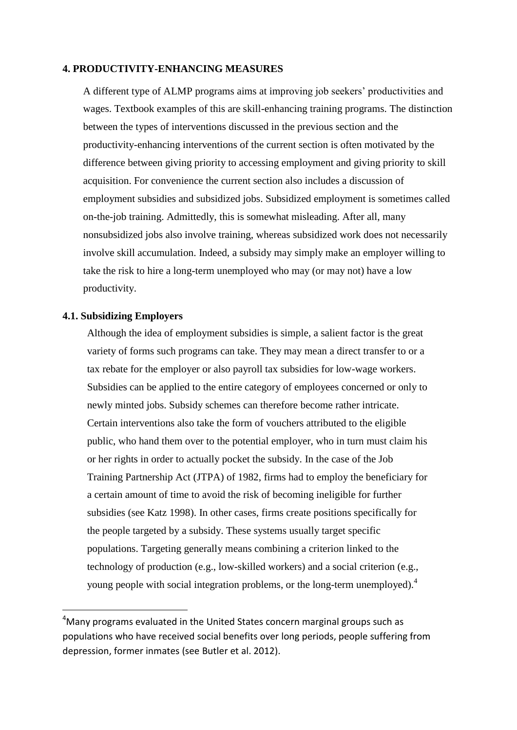## 4. PRODUCTIVITY-ENHANCING MEASURES

A different type of ALMP programs aims at improving job seekers' productivities and wages. Textbook examples of this are skill-enhancing training programs. The distinction between the types of interventions discussed in the previous section and the productivity-enhancing interventions of the current section is often motivated by the difference between giving priority to accessing employment and giving priority to skill acquisition. For convenience the current section also includes a discussion of employment subsidies and subsidized jobs. Subsidized employment is sometimes called on-the-job training. Admittedly, this is somewhat misleading. After all, many nonsubsidized jobs also involve training, whereas subsidized work does not necessarily involve skill accumulation. Indeed, a subsidy may simply make an employer willing to take the risk to hire a long-term unemployed who may (or may not) have a low productivity.

### 4.1. Subsidizing Employers

Although the idea of employment subsidies is simple, a salient factor is the great variety of forms such programs can take. They may mean a direct transfer to or a tax rebate for the employer or also payroll tax subsidies for low-wage workers. Subsidies can be applied to the entire category of employees concerned or only to newly minted jobs. Subsidy schemes can therefore become rather intricate. Certain interventions also take the form of vouchers attributed to the eligible public, who hand them over to the potential employer, who in turn must claim his or her rights in order to actually pocket the subsidy. In the case of the Job Training Partnership Act (JTPA) of 1982, firms had to employ the beneficiary for a certain amount of time to avoid the risk of becoming ineligible for further subsidies (see Katz 1998). In other cases, firms create positions specifically for the people targeted by a subsidy. These systems usually target specific populations. Targeting generally means combining a criterion linked to the technology of production (e.g., low-skilled workers) and a social criterion (e.g., young people with social integration problems, or the long-term unemployed).[4]

[4] Many programs evaluated in the United States concern marginal groups such as populations who have received social benefits over long periods, people suffering from depression, former inmates (see Butler et al. 2012).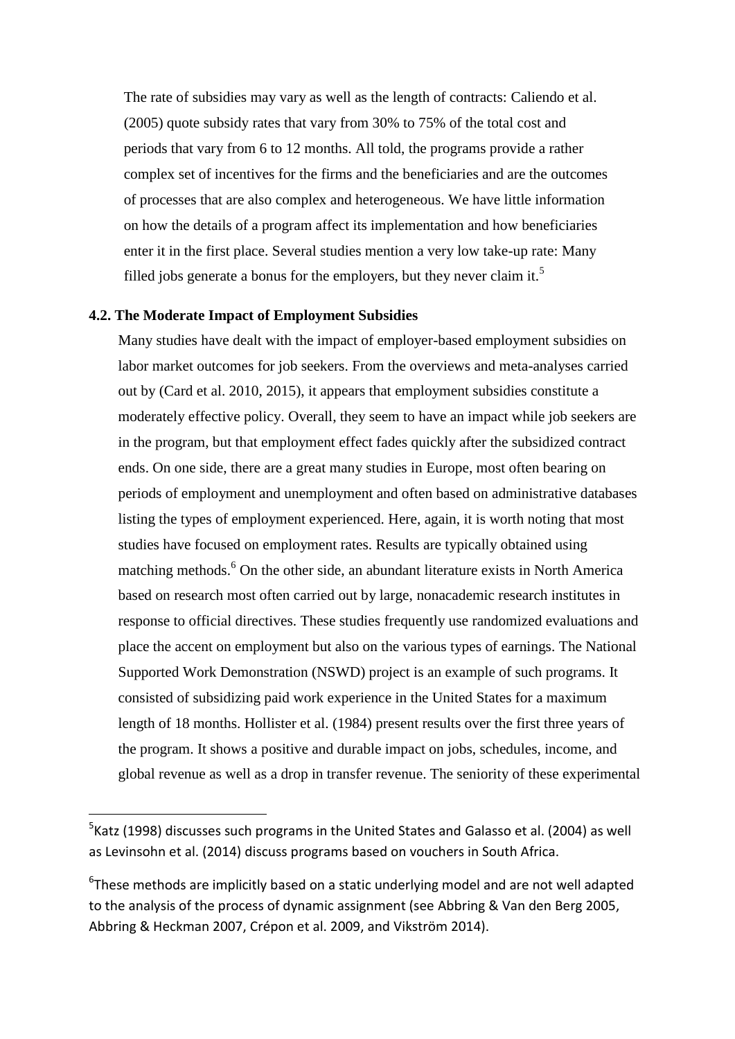The rate of subsidies may vary as well as the length of contracts: Caliendo et al. (2005) quote subsidy rates that vary from 30% to 75% of the total cost and periods that vary from 6 to 12 months. All told, the programs provide a rather complex set of incentives for the firms and the beneficiaries and are the outcomes of processes that are also complex and heterogeneous. We have little information on how the details of a program affect its implementation and how beneficiaries enter it in the first place. Several studies mention a very low take-up rate: Many filled jobs generate a bonus for the employers, but they never claim it.[5]

### 4.2. The Moderate Impact of Employment Subsidies

Many studies have dealt with the impact of employer-based employment subsidies on labor market outcomes for job seekers. From the overviews and meta-analyses carried out by (Card et al. 2010, 2015), it appears that employment subsidies constitute a moderately effective policy. Overall, they seem to have an impact while job seekers are in the program, but that employment effect fades quickly after the subsidized contract ends. On one side, there are a great many studies in Europe, most often bearing on periods of employment and unemployment and often based on administrative databases listing the types of employment experienced. Here, again, it is worth noting that most studies have focused on employment rates. Results are typically obtained using matching methods.[6] On the other side, an abundant literature exists in North America based on research most often carried out by large, nonacademic research institutes in response to official directives. These studies frequently use randomized evaluations and place the accent on employment but also on the various types of earnings. The National Supported Work Demonstration (NSWD) project is an example of such programs. It consisted of subsidizing paid work experience in the United States for a maximum length of 18 months. Hollister et al. (1984) present results over the first three years of the program. It shows a positive and durable impact on jobs, schedules, income, and global revenue as well as a drop in transfer revenue. The seniority of these experimental

---

[5] Katz (1998) discusses such programs in the United States and Galasso et al. (2004) as well as Levinsohn et al. (2014) discuss programs based on vouchers in South Africa.

[6] These methods are implicitly based on a static underlying model and are not well adapted to the analysis of the process of dynamic assignment (see Abbring & Van den Berg 2005, Abbring & Heckman 2007, Crépon et al. 2009, and Vikström 2014).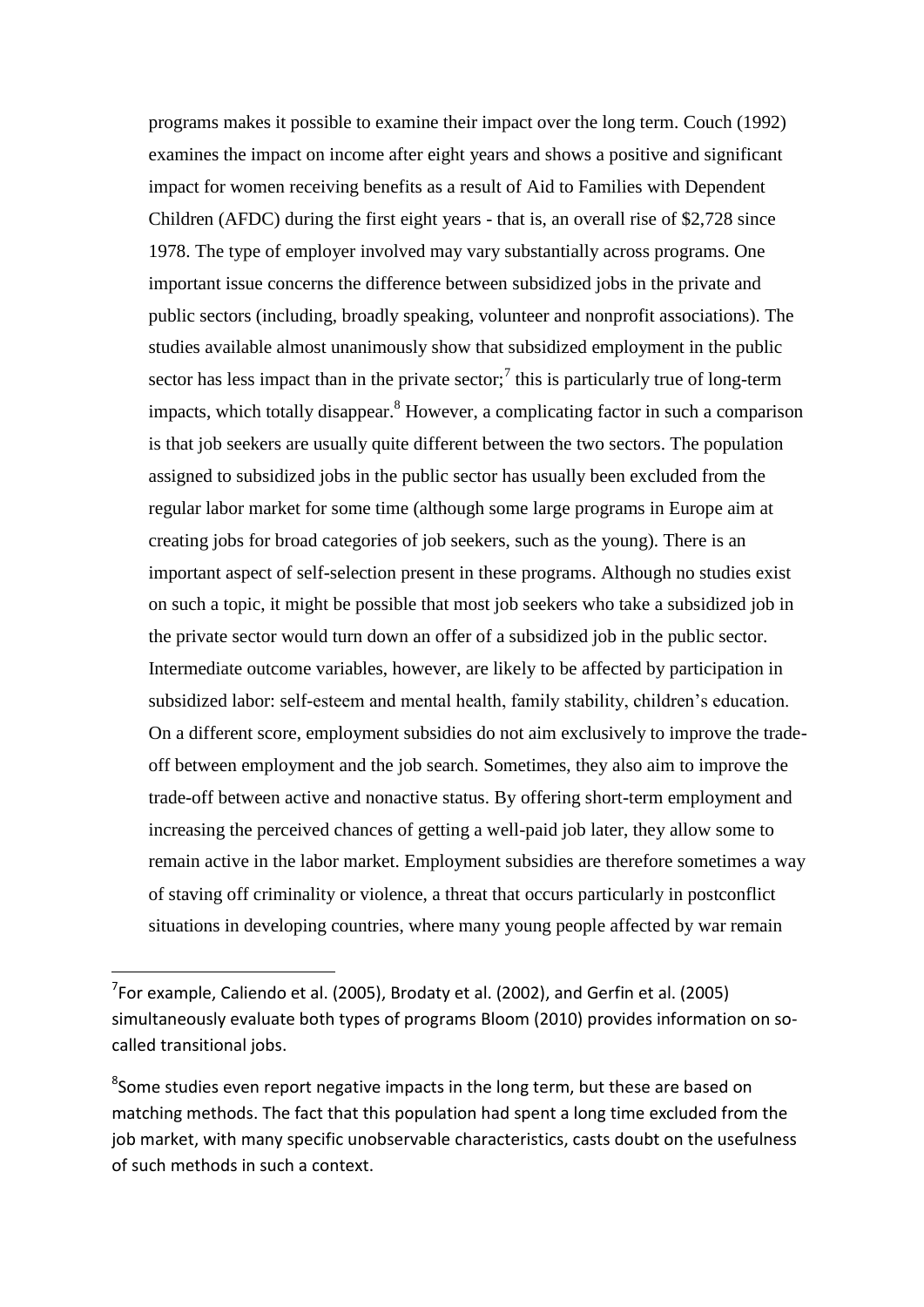programs makes it possible to examine their impact over the long term. Couch (1992) examines the impact on income after eight years and shows a positive and significant impact for women receiving benefits as a result of Aid to Families with Dependent Children (AFDC) during the first eight years - that is, an overall rise of $2,728 since 1978. The type of employer involved may vary substantially across programs. One important issue concerns the difference between subsidized jobs in the private and public sectors (including, broadly speaking, volunteer and nonprofit associations). The studies available almost unanimously show that subsidized employment in the public sector has less impact than in the private sector;[7] this is particularly true of long-term impacts, which totally disappear.[8] However, a complicating factor in such a comparison is that job seekers are usually quite different between the two sectors. The population assigned to subsidized jobs in the public sector has usually been excluded from the regular labor market for some time (although some large programs in Europe aim at creating jobs for broad categories of job seekers, such as the young). There is an important aspect of self-selection present in these programs. Although no studies exist on such a topic, it might be possible that most job seekers who take a subsidized job in the private sector would turn down an offer of a subsidized job in the public sector. Intermediate outcome variables, however, are likely to be affected by participation in subsidized labor: self-esteem and mental health, family stability, children's education. On a different score, employment subsidies do not aim exclusively to improve the trade-off between employment and the job search. Sometimes, they also aim to improve the trade-off between active and nonactive status. By offering short-term employment and increasing the perceived chances of getting a well-paid job later, they allow some to remain active in the labor market. Employment subsidies are therefore sometimes a way of staving off criminality or violence, a threat that occurs particularly in postconflict situations in developing countries, where many young people affected by war remain

---

[7] For example, Caliendo et al. (2005), Brodaty et al. (2002), and Gerfin et al. (2005) simultaneously evaluate both types of programs Bloom (2010) provides information on so-called transitional jobs.

[8] Some studies even report negative impacts in the long term, but these are based on matching methods. The fact that this population had spent a long time excluded from the job market, with many specific unobservable characteristics, casts doubt on the usefulness of such methods in such a context.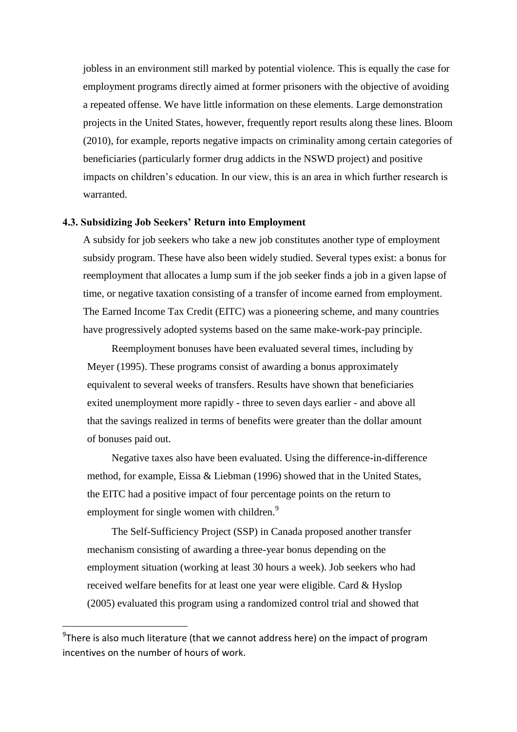jobless in an environment still marked by potential violence. This is equally the case for employment programs directly aimed at former prisoners with the objective of avoiding a repeated offense. We have little information on these elements. Large demonstration projects in the United States, however, frequently report results along these lines. Bloom (2010), for example, reports negative impacts on criminality among certain categories of beneficiaries (particularly former drug addicts in the NSWD project) and positive impacts on children's education. In our view, this is an area in which further research is warranted.

### 4.3. Subsidizing Job Seekers' Return into Employment

A subsidy for job seekers who take a new job constitutes another type of employment subsidy program. These have also been widely studied. Several types exist: a bonus for reemployment that allocates a lump sum if the job seeker finds a job in a given lapse of time, or negative taxation consisting of a transfer of income earned from employment. The Earned Income Tax Credit (EITC) was a pioneering scheme, and many countries have progressively adopted systems based on the same make-work-pay principle.

Reemployment bonuses have been evaluated several times, including by Meyer (1995). These programs consist of awarding a bonus approximately equivalent to several weeks of transfers. Results have shown that beneficiaries exited unemployment more rapidly - three to seven days earlier - and above all that the savings realized in terms of benefits were greater than the dollar amount of bonuses paid out.

Negative taxes also have been evaluated. Using the difference-in-difference method, for example, Eissa & Liebman (1996) showed that in the United States, the EITC had a positive impact of four percentage points on the return to employment for single women with children.[9]

The Self-Sufficiency Project (SSP) in Canada proposed another transfer mechanism consisting of awarding a three-year bonus depending on the employment situation (working at least 30 hours a week). Job seekers who had received welfare benefits for at least one year were eligible. Card & Hyslop (2005) evaluated this program using a randomized control trial and showed that

[9] There is also much literature (that we cannot address here) on the impact of program incentives on the number of hours of work.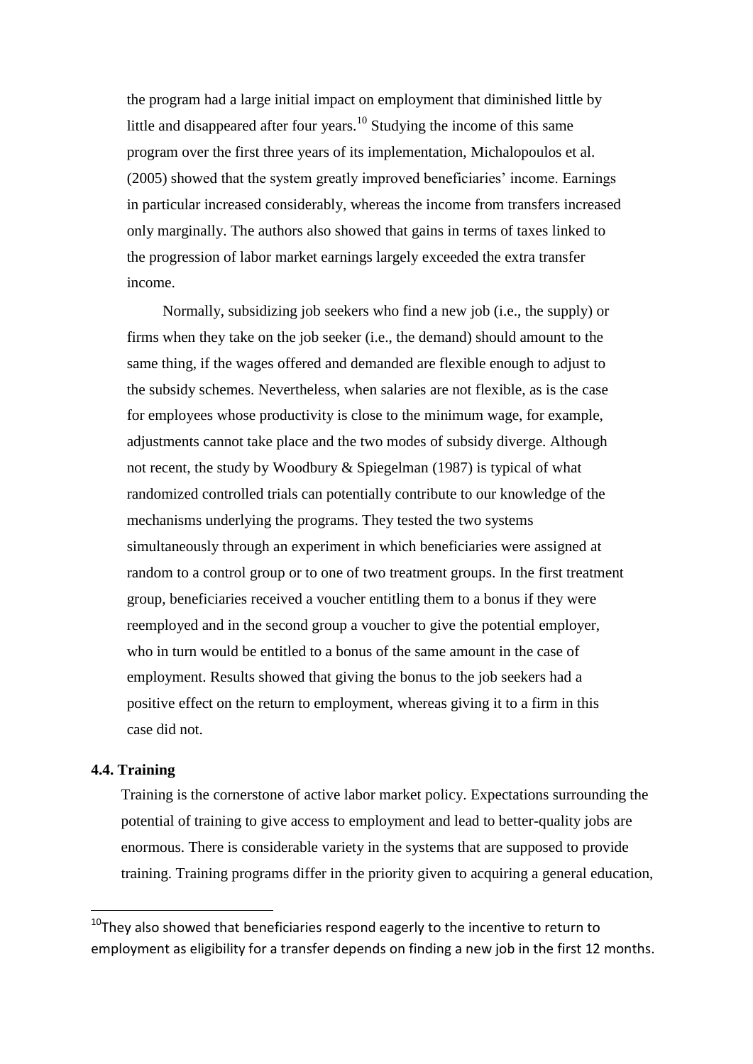the program had a large initial impact on employment that diminished little by little and disappeared after four years.[10] Studying the income of this same program over the first three years of its implementation, Michalopoulos et al. (2005) showed that the system greatly improved beneficiaries' income. Earnings in particular increased considerably, whereas the income from transfers increased only marginally. The authors also showed that gains in terms of taxes linked to the progression of labor market earnings largely exceeded the extra transfer income.

Normally, subsidizing job seekers who find a new job (i.e., the supply) or firms when they take on the job seeker (i.e., the demand) should amount to the same thing, if the wages offered and demanded are flexible enough to adjust to the subsidy schemes. Nevertheless, when salaries are not flexible, as is the case for employees whose productivity is close to the minimum wage, for example, adjustments cannot take place and the two modes of subsidy diverge. Although not recent, the study by Woodbury & Spiegelman (1987) is typical of what randomized controlled trials can potentially contribute to our knowledge of the mechanisms underlying the programs. They tested the two systems simultaneously through an experiment in which beneficiaries were assigned at random to a control group or to one of two treatment groups. In the first treatment group, beneficiaries received a voucher entitling them to a bonus if they were reemployed and in the second group a voucher to give the potential employer, who in turn would be entitled to a bonus of the same amount in the case of employment. Results showed that giving the bonus to the job seekers had a positive effect on the return to employment, whereas giving it to a firm in this case did not.

### 4.4. Training

Training is the cornerstone of active labor market policy. Expectations surrounding the potential of training to give access to employment and lead to better-quality jobs are enormous. There is considerable variety in the systems that are supposed to provide training. Training programs differ in the priority given to acquiring a general education,

[10] They also showed that beneficiaries respond eagerly to the incentive to return to employment as eligibility for a transfer depends on finding a new job in the first 12 months.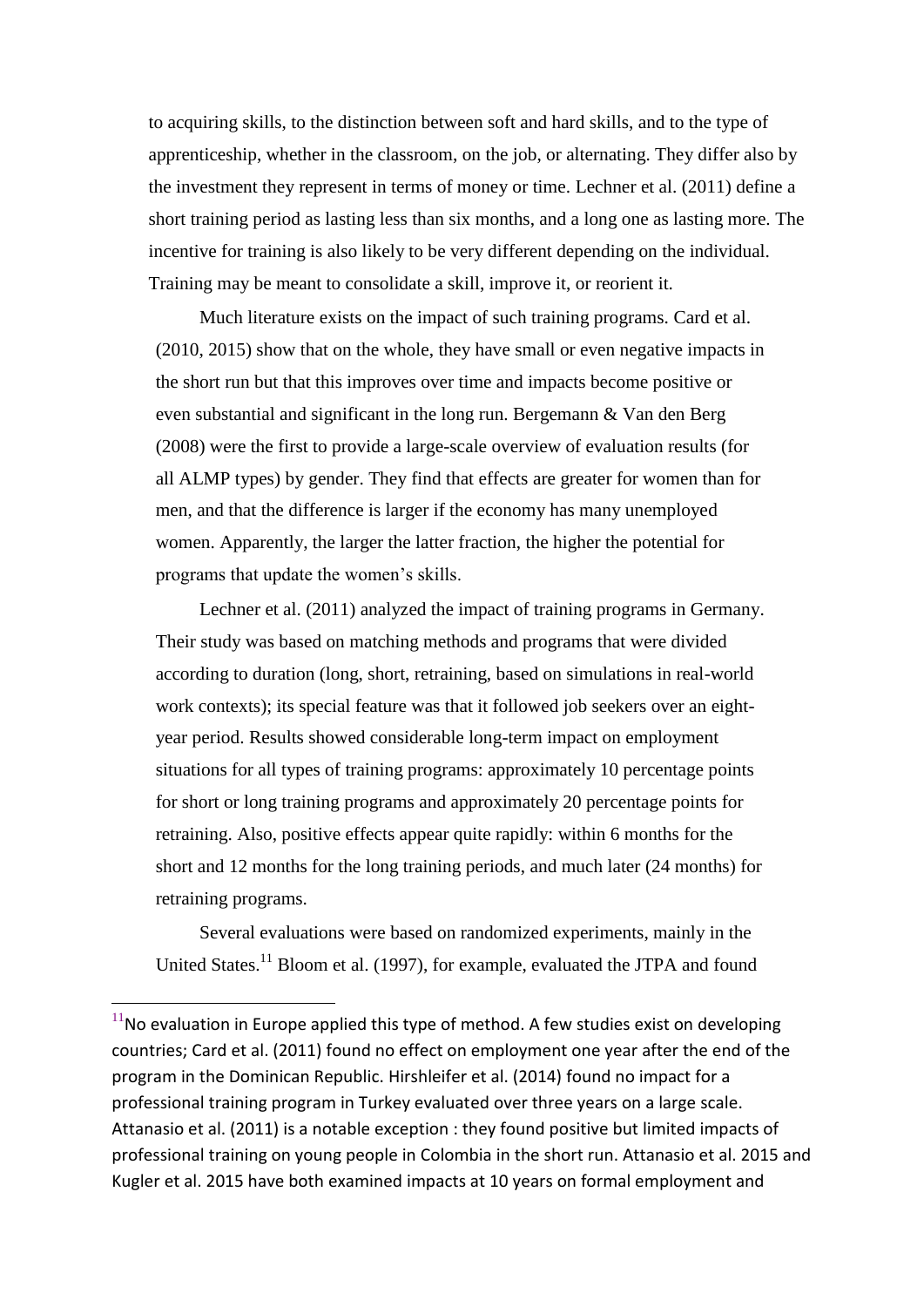to acquiring skills, to the distinction between soft and hard skills, and to the type of apprenticeship, whether in the classroom, on the job, or alternating. They differ also by the investment they represent in terms of money or time. Lechner et al. (2011) define a short training period as lasting less than six months, and a long one as lasting more. The incentive for training is also likely to be very different depending on the individual. Training may be meant to consolidate a skill, improve it, or reorient it.

Much literature exists on the impact of such training programs. Card et al. (2010, 2015) show that on the whole, they have small or even negative impacts in the short run but that this improves over time and impacts become positive or even substantial and significant in the long run. Bergemann & Van den Berg (2008) were the first to provide a large-scale overview of evaluation results (for all ALMP types) by gender. They find that effects are greater for women than for men, and that the difference is larger if the economy has many unemployed women. Apparently, the larger the latter fraction, the higher the potential for programs that update the women's skills.

Lechner et al. (2011) analyzed the impact of training programs in Germany. Their study was based on matching methods and programs that were divided according to duration (long, short, retraining, based on simulations in real-world work contexts); its special feature was that it followed job seekers over an eight-year period. Results showed considerable long-term impact on employment situations for all types of training programs: approximately 10 percentage points for short or long training programs and approximately 20 percentage points for retraining. Also, positive effects appear quite rapidly: within 6 months for the short and 12 months for the long training periods, and much later (24 months) for retraining programs.

Several evaluations were based on randomized experiments, mainly in the United States.[11] Bloom et al. (1997), for example, evaluated the JTPA and found

[11] No evaluation in Europe applied this type of method. A few studies exist on developing countries; Card et al. (2011) found no effect on employment one year after the end of the program in the Dominican Republic. Hirshleifer et al. (2014) found no impact for a professional training program in Turkey evaluated over three years on a large scale. Attanasio et al. (2011) is a notable exception : they found positive but limited impacts of professional training on young people in Colombia in the short run. Attanasio et al. 2015 and Kugler et al. 2015 have both examined impacts at 10 years on formal employment and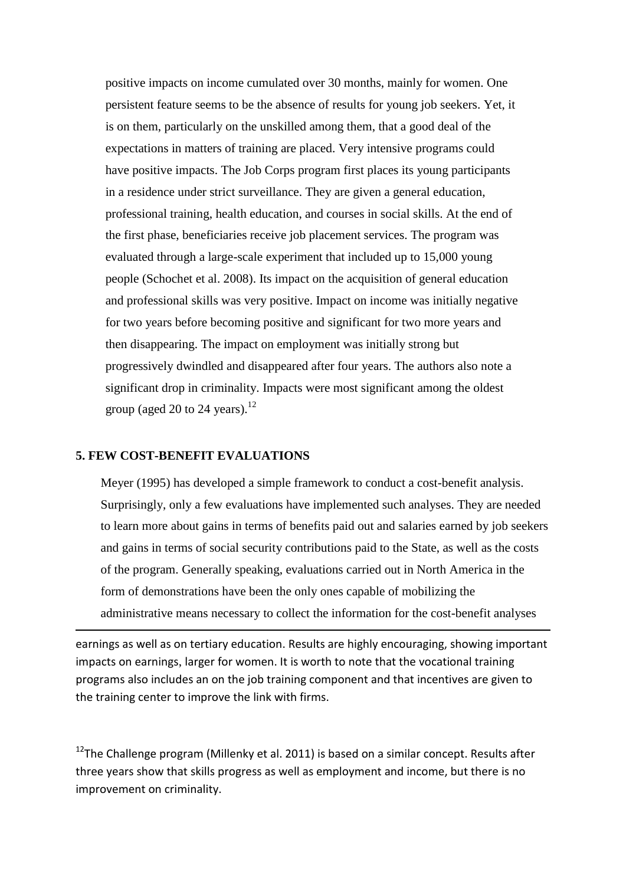positive impacts on income cumulated over 30 months, mainly for women. One persistent feature seems to be the absence of results for young job seekers. Yet, it is on them, particularly on the unskilled among them, that a good deal of the expectations in matters of training are placed. Very intensive programs could have positive impacts. The Job Corps program first places its young participants in a residence under strict surveillance. They are given a general education, professional training, health education, and courses in social skills. At the end of the first phase, beneficiaries receive job placement services. The program was evaluated through a large-scale experiment that included up to 15,000 young people (Schochet et al. 2008). Its impact on the acquisition of general education and professional skills was very positive. Impact on income was initially negative for two years before becoming positive and significant for two more years and then disappearing. The impact on employment was initially strong but progressively dwindled and disappeared after four years. The authors also note a significant drop in criminality. Impacts were most significant among the oldest group (aged 20 to 24 years).[12]

## 5. FEW COST-BENEFIT EVALUATIONS

Meyer (1995) has developed a simple framework to conduct a cost-benefit analysis. Surprisingly, only a few evaluations have implemented such analyses. They are needed to learn more about gains in terms of benefits paid out and salaries earned by job seekers and gains in terms of social security contributions paid to the State, as well as the costs of the program. Generally speaking, evaluations carried out in North America in the form of demonstrations have been the only ones capable of mobilizing the administrative means necessary to collect the information for the cost-benefit analyses

---

earnings as well as on tertiary education. Results are highly encouraging, showing important impacts on earnings, larger for women. It is worth to note that the vocational training programs also includes an on the job training component and that incentives are given to the training center to improve the link with firms.

[12] The Challenge program (Millenky et al. 2011) is based on a similar concept. Results after three years show that skills progress as well as employment and income, but there is no improvement on criminality.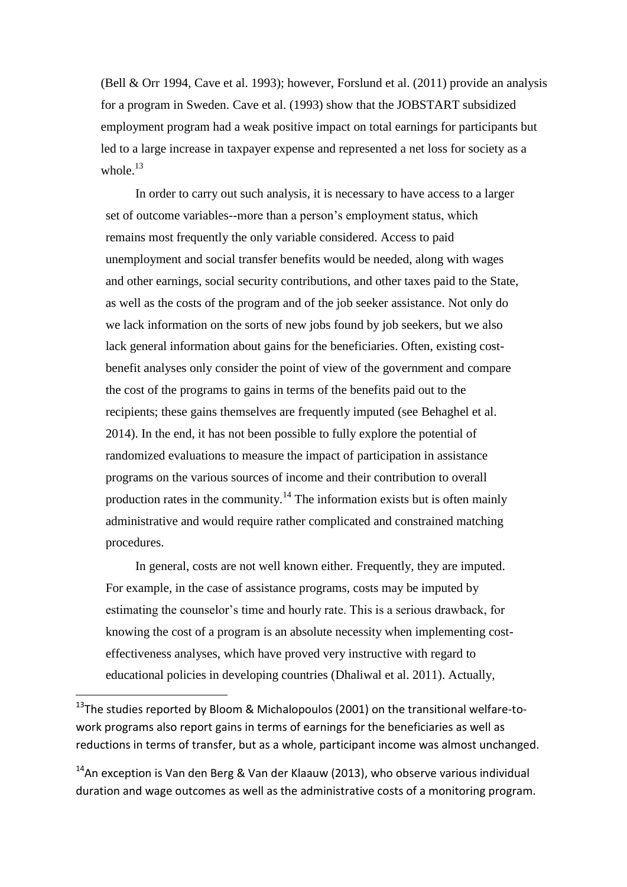(Bell & Orr 1994, Cave et al. 1993); however, Forslund et al. (2011) provide an analysis for a program in Sweden. Cave et al. (1993) show that the JOBSTART subsidized employment program had a weak positive impact on total earnings for participants but led to a large increase in taxpayer expense and represented a net loss for society as a whole.[13]

In order to carry out such analysis, it is necessary to have access to a larger set of outcome variables--more than a person's employment status, which remains most frequently the only variable considered. Access to paid unemployment and social transfer benefits would be needed, along with wages and other earnings, social security contributions, and other taxes paid to the State, as well as the costs of the program and of the job seeker assistance. Not only do we lack information on the sorts of new jobs found by job seekers, but we also lack general information about gains for the beneficiaries. Often, existing cost-benefit analyses only consider the point of view of the government and compare the cost of the programs to gains in terms of the benefits paid out to the recipients; these gains themselves are frequently imputed (see Behaghel et al. 2014). In the end, it has not been possible to fully explore the potential of randomized evaluations to measure the impact of participation in assistance programs on the various sources of income and their contribution to overall production rates in the community.[14] The information exists but is often mainly administrative and would require rather complicated and constrained matching procedures.

In general, costs are not well known either. Frequently, they are imputed. For example, in the case of assistance programs, costs may be imputed by estimating the counselor's time and hourly rate. This is a serious drawback, for knowing the cost of a program is an absolute necessity when implementing cost-effectiveness analyses, which have proved very instructive with regard to educational policies in developing countries (Dhaliwal et al. 2011). Actually,

[13] The studies reported by Bloom & Michalopoulos (2001) on the transitional welfare-to-work programs also report gains in terms of earnings for the beneficiaries as well as reductions in terms of transfer, but as a whole, participant income was almost unchanged.

[14] An exception is Van den Berg & Van der Klaauw (2013), who observe various individual duration and wage outcomes as well as the administrative costs of a monitoring program.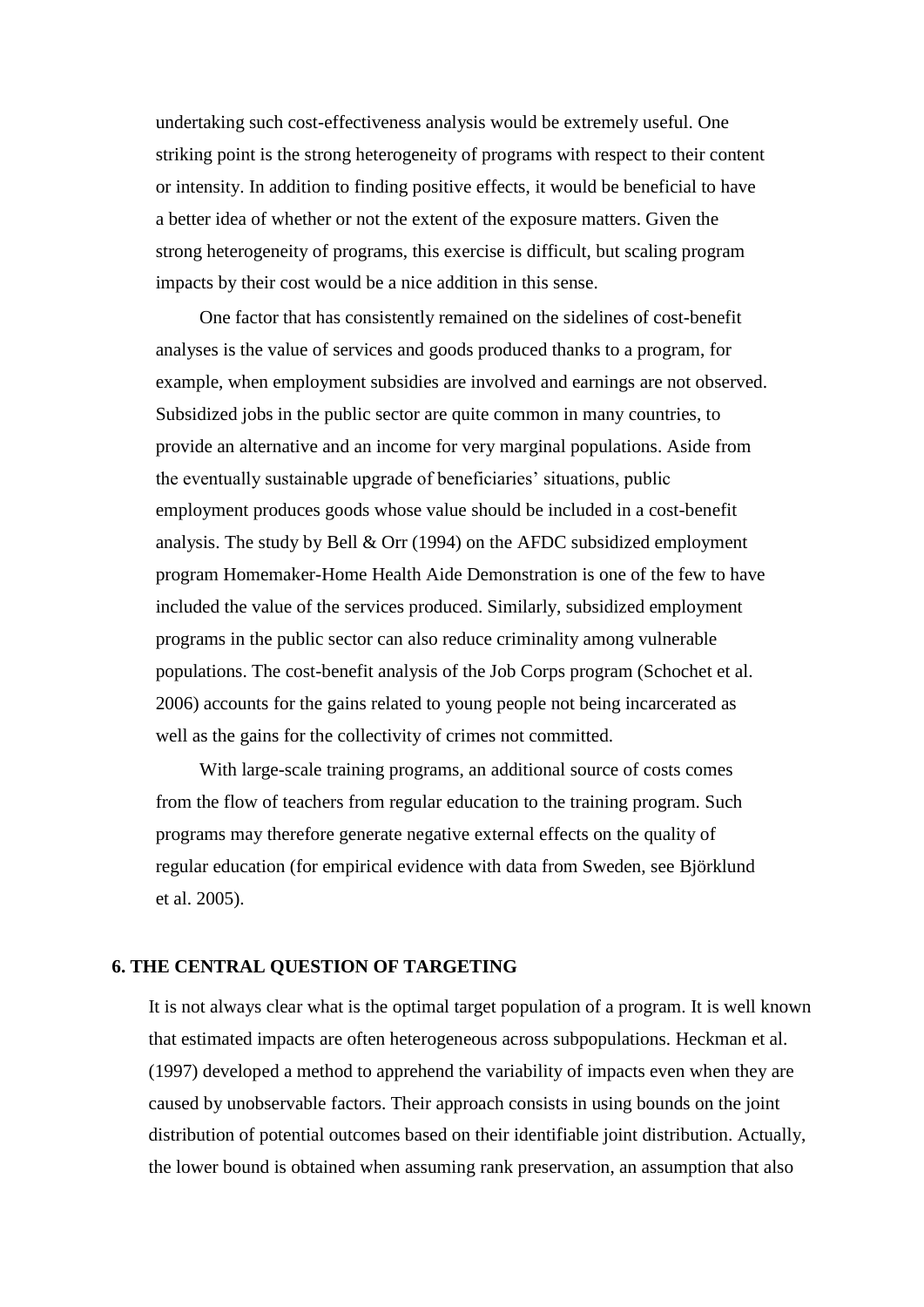undertaking such cost-effectiveness analysis would be extremely useful. One striking point is the strong heterogeneity of programs with respect to their content or intensity. In addition to finding positive effects, it would be beneficial to have a better idea of whether or not the extent of the exposure matters. Given the strong heterogeneity of programs, this exercise is difficult, but scaling program impacts by their cost would be a nice addition in this sense.

One factor that has consistently remained on the sidelines of cost-benefit analyses is the value of services and goods produced thanks to a program, for example, when employment subsidies are involved and earnings are not observed. Subsidized jobs in the public sector are quite common in many countries, to provide an alternative and an income for very marginal populations. Aside from the eventually sustainable upgrade of beneficiaries' situations, public employment produces goods whose value should be included in a cost-benefit analysis. The study by Bell & Orr (1994) on the AFDC subsidized employment program Homemaker-Home Health Aide Demonstration is one of the few to have included the value of the services produced. Similarly, subsidized employment programs in the public sector can also reduce criminality among vulnerable populations. The cost-benefit analysis of the Job Corps program (Schochet et al. 2006) accounts for the gains related to young people not being incarcerated as well as the gains for the collectivity of crimes not committed.

With large-scale training programs, an additional source of costs comes from the flow of teachers from regular education to the training program. Such programs may therefore generate negative external effects on the quality of regular education (for empirical evidence with data from Sweden, see Björklund et al. 2005).

## 6. THE CENTRAL QUESTION OF TARGETING

It is not always clear what is the optimal target population of a program. It is well known that estimated impacts are often heterogeneous across subpopulations. Heckman et al. (1997) developed a method to apprehend the variability of impacts even when they are caused by unobservable factors. Their approach consists in using bounds on the joint distribution of potential outcomes based on their identifiable joint distribution. Actually, the lower bound is obtained when assuming rank preservation, an assumption that also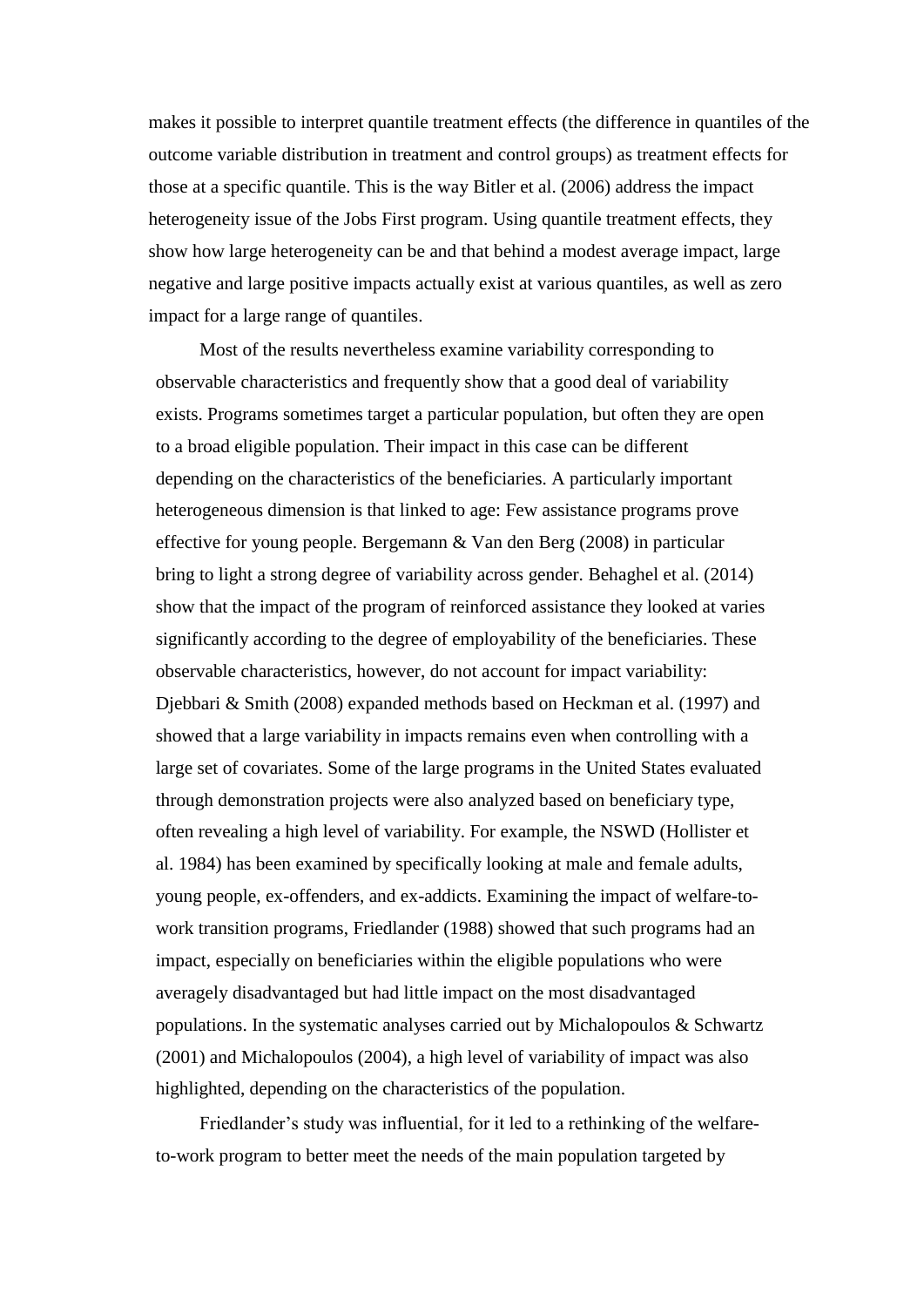makes it possible to interpret quantile treatment effects (the difference in quantiles of the outcome variable distribution in treatment and control groups) as treatment effects for those at a specific quantile. This is the way Bitler et al. (2006) address the impact heterogeneity issue of the Jobs First program. Using quantile treatment effects, they show how large heterogeneity can be and that behind a modest average impact, large negative and large positive impacts actually exist at various quantiles, as well as zero impact for a large range of quantiles.

Most of the results nevertheless examine variability corresponding to observable characteristics and frequently show that a good deal of variability exists. Programs sometimes target a particular population, but often they are open to a broad eligible population. Their impact in this case can be different depending on the characteristics of the beneficiaries. A particularly important heterogeneous dimension is that linked to age: Few assistance programs prove effective for young people. Bergemann & Van den Berg (2008) in particular bring to light a strong degree of variability across gender. Behaghel et al. (2014) show that the impact of the program of reinforced assistance they looked at varies significantly according to the degree of employability of the beneficiaries. These observable characteristics, however, do not account for impact variability: Djebbari & Smith (2008) expanded methods based on Heckman et al. (1997) and showed that a large variability in impacts remains even when controlling with a large set of covariates. Some of the large programs in the United States evaluated through demonstration projects were also analyzed based on beneficiary type, often revealing a high level of variability. For example, the NSWD (Hollister et al. 1984) has been examined by specifically looking at male and female adults, young people, ex-offenders, and ex-addicts. Examining the impact of welfare-to-work transition programs, Friedlander (1988) showed that such programs had an impact, especially on beneficiaries within the eligible populations who were averagely disadvantaged but had little impact on the most disadvantaged populations. In the systematic analyses carried out by Michalopoulos & Schwartz (2001) and Michalopoulos (2004), a high level of variability of impact was also highlighted, depending on the characteristics of the population.

Friedlander's study was influential, for it led to a rethinking of the welfare-to-work program to better meet the needs of the main population targeted by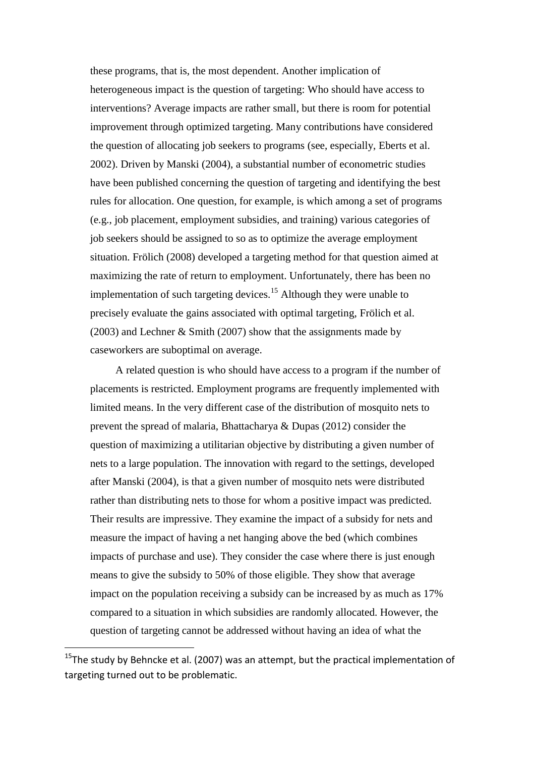these programs, that is, the most dependent. Another implication of heterogeneous impact is the question of targeting: Who should have access to interventions? Average impacts are rather small, but there is room for potential improvement through optimized targeting. Many contributions have considered the question of allocating job seekers to programs (see, especially, Eberts et al. 2002). Driven by Manski (2004), a substantial number of econometric studies have been published concerning the question of targeting and identifying the best rules for allocation. One question, for example, is which among a set of programs (e.g., job placement, employment subsidies, and training) various categories of job seekers should be assigned to so as to optimize the average employment situation. Frölich (2008) developed a targeting method for that question aimed at maximizing the rate of return to employment. Unfortunately, there has been no implementation of such targeting devices.[15] Although they were unable to precisely evaluate the gains associated with optimal targeting, Frölich et al. (2003) and Lechner & Smith (2007) show that the assignments made by caseworkers are suboptimal on average.

A related question is who should have access to a program if the number of placements is restricted. Employment programs are frequently implemented with limited means. In the very different case of the distribution of mosquito nets to prevent the spread of malaria, Bhattacharya & Dupas (2012) consider the question of maximizing a utilitarian objective by distributing a given number of nets to a large population. The innovation with regard to the settings, developed after Manski (2004), is that a given number of mosquito nets were distributed rather than distributing nets to those for whom a positive impact was predicted. Their results are impressive. They examine the impact of a subsidy for nets and measure the impact of having a net hanging above the bed (which combines impacts of purchase and use). They consider the case where there is just enough means to give the subsidy to 50% of those eligible. They show that average impact on the population receiving a subsidy can be increased by as much as 17% compared to a situation in which subsidies are randomly allocated. However, the question of targeting cannot be addressed without having an idea of what the

[15] The study by Behncke et al. (2007) was an attempt, but the practical implementation of targeting turned out to be problematic.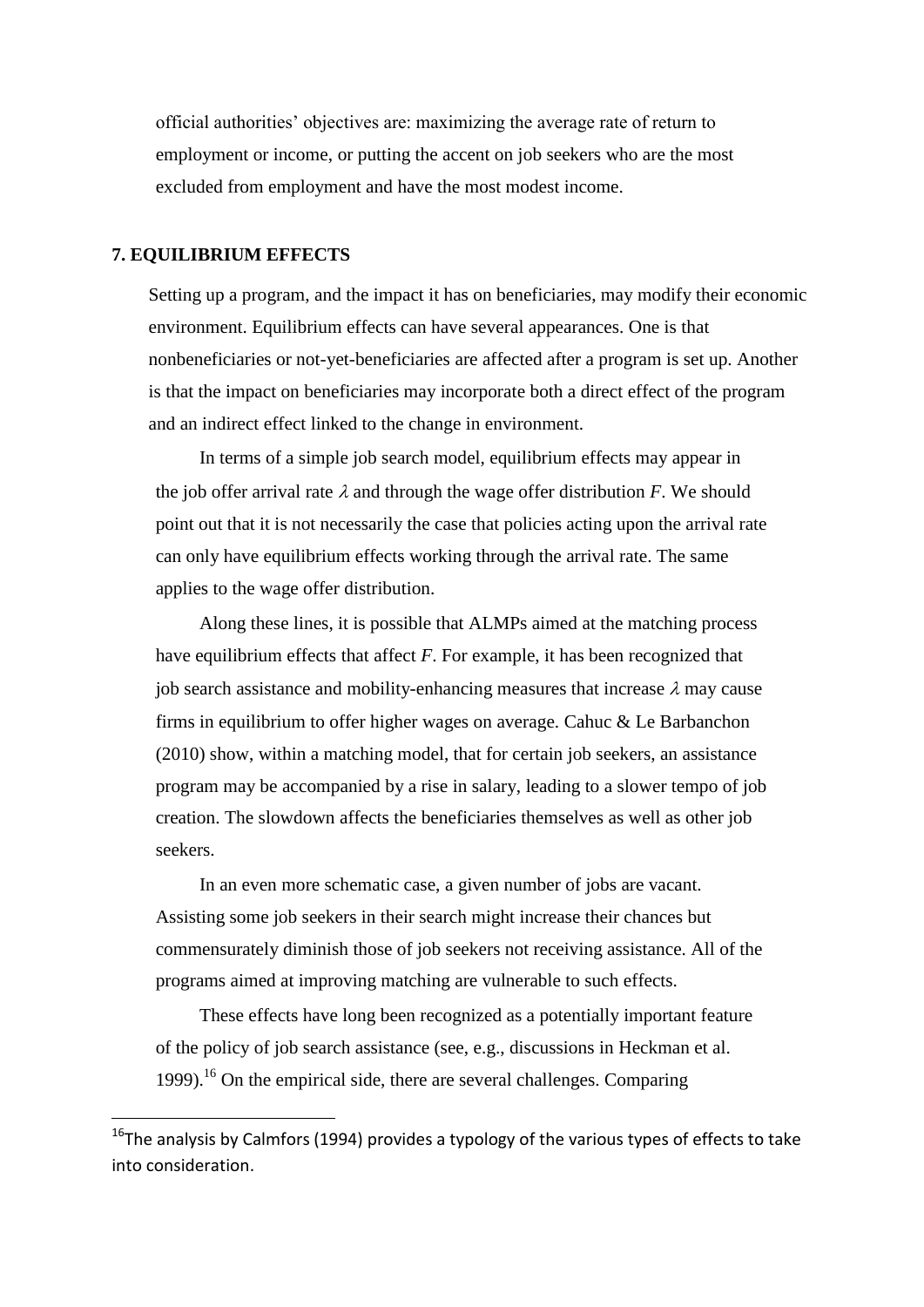official authorities' objectives are: maximizing the average rate of return to employment or income, or putting the accent on job seekers who are the most excluded from employment and have the most modest income.

## 7. EQUILIBRIUM EFFECTS

Setting up a program, and the impact it has on beneficiaries, may modify their economic environment. Equilibrium effects can have several appearances. One is that nonbeneficiaries or not-yet-beneficiaries are affected after a program is set up. Another is that the impact on beneficiaries may incorporate both a direct effect of the program and an indirect effect linked to the change in environment.

In terms of a simple job search model, equilibrium effects may appear in the job offer arrival rate $\lambda$ and through the wage offer distribution $F$. We should point out that it is not necessarily the case that policies acting upon the arrival rate can only have equilibrium effects working through the arrival rate. The same applies to the wage offer distribution.

Along these lines, it is possible that ALMPs aimed at the matching process have equilibrium effects that affect $F$. For example, it has been recognized that job search assistance and mobility-enhancing measures that increase $\lambda$ may cause firms in equilibrium to offer higher wages on average. Cahuc & Le Barbanchon (2010) show, within a matching model, that for certain job seekers, an assistance program may be accompanied by a rise in salary, leading to a slower tempo of job creation. The slowdown affects the beneficiaries themselves as well as other job seekers.

In an even more schematic case, a given number of jobs are vacant. Assisting some job seekers in their search might increase their chances but commensurately diminish those of job seekers not receiving assistance. All of the programs aimed at improving matching are vulnerable to such effects.

These effects have long been recognized as a potentially important feature of the policy of job search assistance (see, e.g., discussions in Heckman et al. 1999).[16] On the empirical side, there are several challenges. Comparing

[16] The analysis by Calmfors (1994) provides a typology of the various types of effects to take into consideration.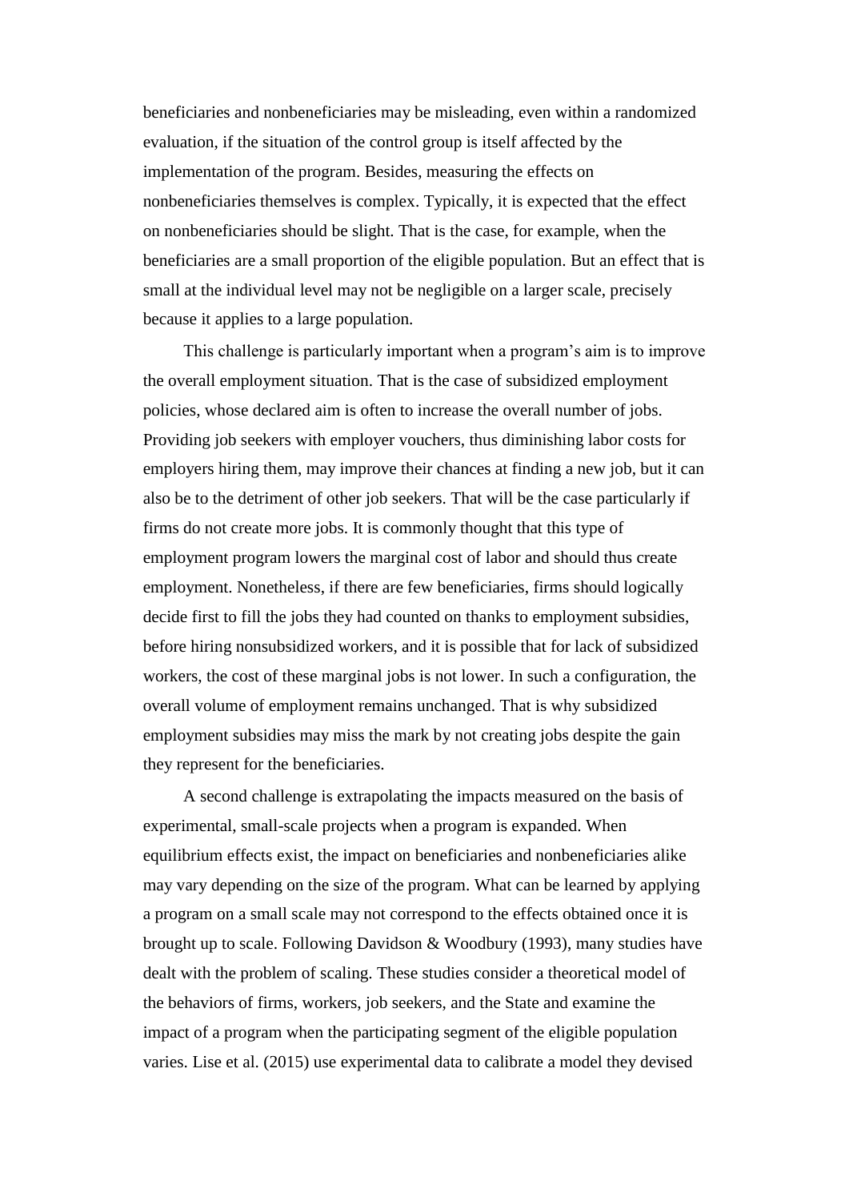beneficiaries and nonbeneficiaries may be misleading, even within a randomized evaluation, if the situation of the control group is itself affected by the implementation of the program. Besides, measuring the effects on nonbeneficiaries themselves is complex. Typically, it is expected that the effect on nonbeneficiaries should be slight. That is the case, for example, when the beneficiaries are a small proportion of the eligible population. But an effect that is small at the individual level may not be negligible on a larger scale, precisely because it applies to a large population.

This challenge is particularly important when a program's aim is to improve the overall employment situation. That is the case of subsidized employment policies, whose declared aim is often to increase the overall number of jobs. Providing job seekers with employer vouchers, thus diminishing labor costs for employers hiring them, may improve their chances at finding a new job, but it can also be to the detriment of other job seekers. That will be the case particularly if firms do not create more jobs. It is commonly thought that this type of employment program lowers the marginal cost of labor and should thus create employment. Nonetheless, if there are few beneficiaries, firms should logically decide first to fill the jobs they had counted on thanks to employment subsidies, before hiring nonsubsidized workers, and it is possible that for lack of subsidized workers, the cost of these marginal jobs is not lower. In such a configuration, the overall volume of employment remains unchanged. That is why subsidized employment subsidies may miss the mark by not creating jobs despite the gain they represent for the beneficiaries.

A second challenge is extrapolating the impacts measured on the basis of experimental, small-scale projects when a program is expanded. When equilibrium effects exist, the impact on beneficiaries and nonbeneficiaries alike may vary depending on the size of the program. What can be learned by applying a program on a small scale may not correspond to the effects obtained once it is brought up to scale. Following Davidson & Woodbury (1993), many studies have dealt with the problem of scaling. These studies consider a theoretical model of the behaviors of firms, workers, job seekers, and the State and examine the impact of a program when the participating segment of the eligible population varies. Lise et al. (2015) use experimental data to calibrate a model they devised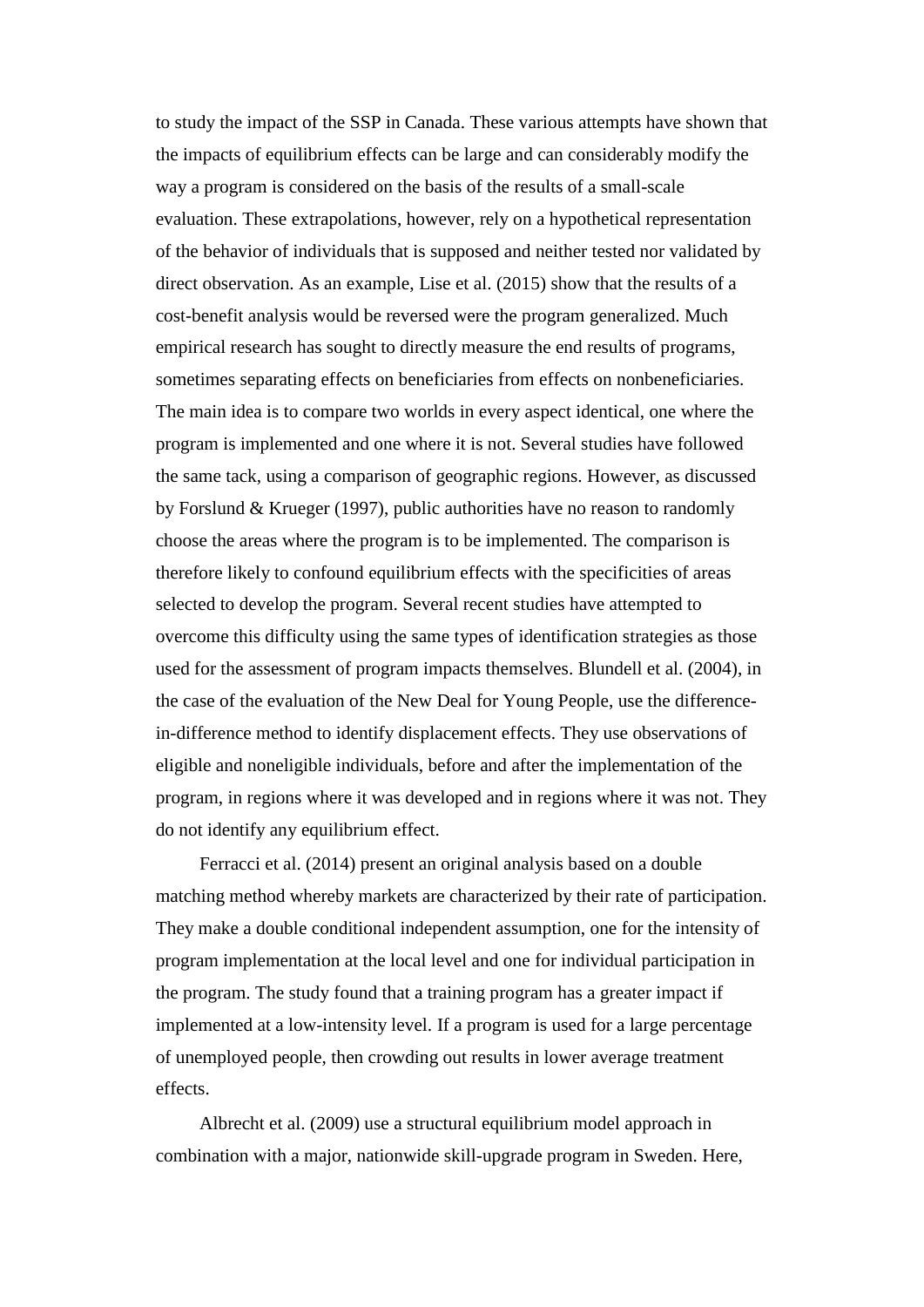to study the impact of the SSP in Canada. These various attempts have shown that the impacts of equilibrium effects can be large and can considerably modify the way a program is considered on the basis of the results of a small-scale evaluation. These extrapolations, however, rely on a hypothetical representation of the behavior of individuals that is supposed and neither tested nor validated by direct observation. As an example, Lise et al. (2015) show that the results of a cost-benefit analysis would be reversed were the program generalized. Much empirical research has sought to directly measure the end results of programs, sometimes separating effects on beneficiaries from effects on nonbeneficiaries. The main idea is to compare two worlds in every aspect identical, one where the program is implemented and one where it is not. Several studies have followed the same tack, using a comparison of geographic regions. However, as discussed by Forslund & Krueger (1997), public authorities have no reason to randomly choose the areas where the program is to be implemented. The comparison is therefore likely to confound equilibrium effects with the specificities of areas selected to develop the program. Several recent studies have attempted to overcome this difficulty using the same types of identification strategies as those used for the assessment of program impacts themselves. Blundell et al. (2004), in the case of the evaluation of the New Deal for Young People, use the difference-in-difference method to identify displacement effects. They use observations of eligible and noneligible individuals, before and after the implementation of the program, in regions where it was developed and in regions where it was not. They do not identify any equilibrium effect.

Ferracci et al. (2014) present an original analysis based on a double matching method whereby markets are characterized by their rate of participation. They make a double conditional independent assumption, one for the intensity of program implementation at the local level and one for individual participation in the program. The study found that a training program has a greater impact if implemented at a low-intensity level. If a program is used for a large percentage of unemployed people, then crowding out results in lower average treatment effects.

Albrecht et al. (2009) use a structural equilibrium model approach in combination with a major, nationwide skill-upgrade program in Sweden. Here,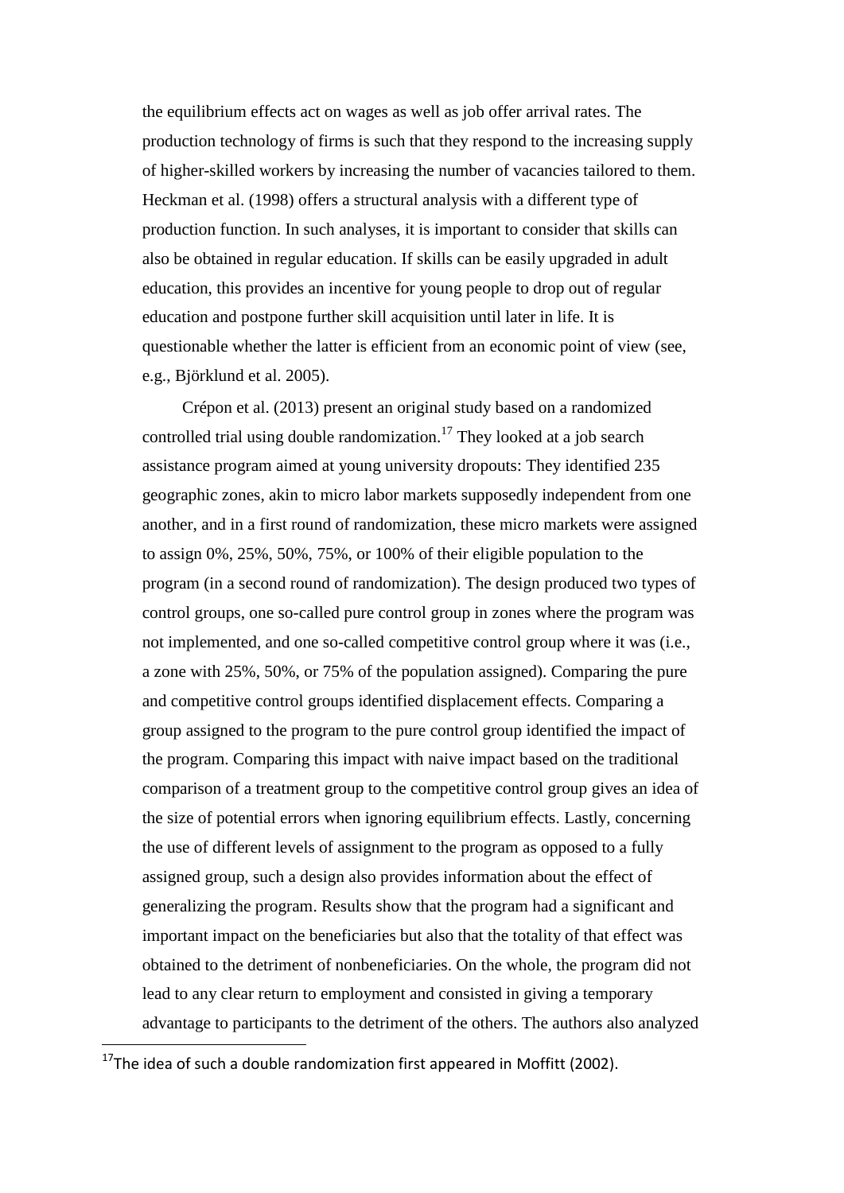the equilibrium effects act on wages as well as job offer arrival rates. The production technology of firms is such that they respond to the increasing supply of higher-skilled workers by increasing the number of vacancies tailored to them. Heckman et al. (1998) offers a structural analysis with a different type of production function. In such analyses, it is important to consider that skills can also be obtained in regular education. If skills can be easily upgraded in adult education, this provides an incentive for young people to drop out of regular education and postpone further skill acquisition until later in life. It is questionable whether the latter is efficient from an economic point of view (see, e.g., Björklund et al. 2005).

Crépon et al. (2013) present an original study based on a randomized controlled trial using double randomization.[17] They looked at a job search assistance program aimed at young university dropouts: They identified 235 geographic zones, akin to micro labor markets supposedly independent from one another, and in a first round of randomization, these micro markets were assigned to assign 0%, 25%, 50%, 75%, or 100% of their eligible population to the program (in a second round of randomization). The design produced two types of control groups, one so-called pure control group in zones where the program was not implemented, and one so-called competitive control group where it was (i.e., a zone with 25%, 50%, or 75% of the population assigned). Comparing the pure and competitive control groups identified displacement effects. Comparing a group assigned to the program to the pure control group identified the impact of the program. Comparing this impact with naive impact based on the traditional comparison of a treatment group to the competitive control group gives an idea of the size of potential errors when ignoring equilibrium effects. Lastly, concerning the use of different levels of assignment to the program as opposed to a fully assigned group, such a design also provides information about the effect of generalizing the program. Results show that the program had a significant and important impact on the beneficiaries but also that the totality of that effect was obtained to the detriment of nonbeneficiaries. On the whole, the program did not lead to any clear return to employment and consisted in giving a temporary advantage to participants to the detriment of the others. The authors also analyzed

[17] The idea of such a double randomization first appeared in Moffitt (2002).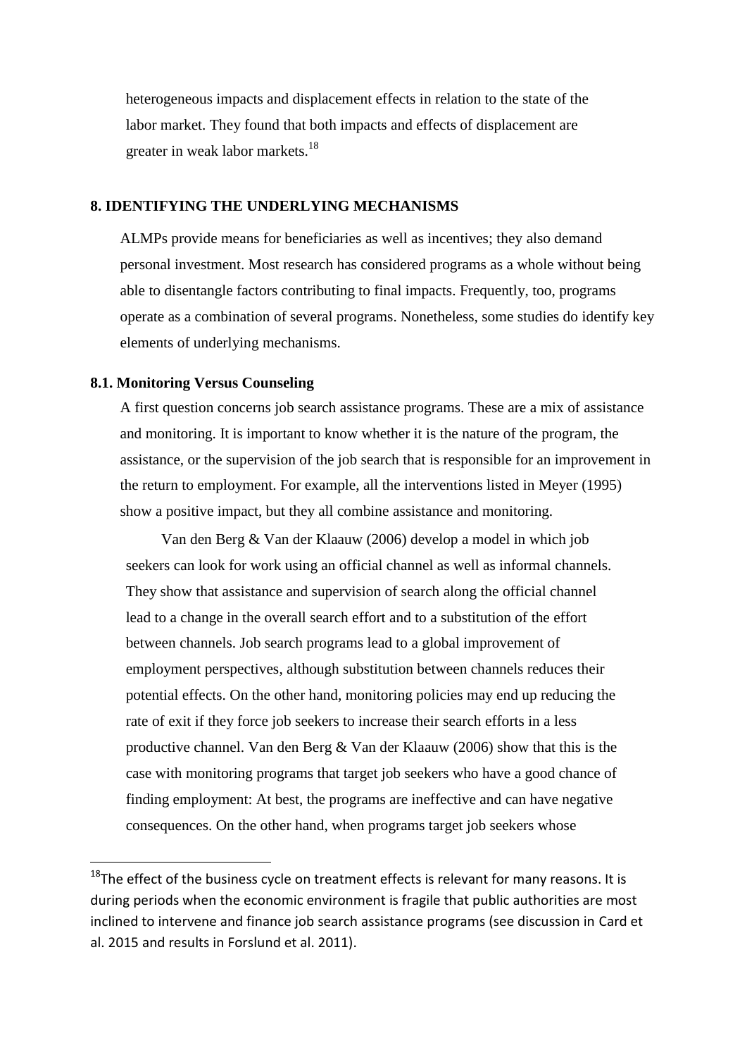heterogeneous impacts and displacement effects in relation to the state of the labor market. They found that both impacts and effects of displacement are greater in weak labor markets.[18]

## 8. IDENTIFYING THE UNDERLYING MECHANISMS

ALMPs provide means for beneficiaries as well as incentives; they also demand personal investment. Most research has considered programs as a whole without being able to disentangle factors contributing to final impacts. Frequently, too, programs operate as a combination of several programs. Nonetheless, some studies do identify key elements of underlying mechanisms.

### 8.1. Monitoring Versus Counseling

A first question concerns job search assistance programs. These are a mix of assistance and monitoring. It is important to know whether it is the nature of the program, the assistance, or the supervision of the job search that is responsible for an improvement in the return to employment. For example, all the interventions listed in Meyer (1995) show a positive impact, but they all combine assistance and monitoring.

Van den Berg & Van der Klaauw (2006) develop a model in which job seekers can look for work using an official channel as well as informal channels. They show that assistance and supervision of search along the official channel lead to a change in the overall search effort and to a substitution of the effort between channels. Job search programs lead to a global improvement of employment perspectives, although substitution between channels reduces their potential effects. On the other hand, monitoring policies may end up reducing the rate of exit if they force job seekers to increase their search efforts in a less productive channel. Van den Berg & Van der Klaauw (2006) show that this is the case with monitoring programs that target job seekers who have a good chance of finding employment: At best, the programs are ineffective and can have negative consequences. On the other hand, when programs target job seekers whose

[18] The effect of the business cycle on treatment effects is relevant for many reasons. It is during periods when the economic environment is fragile that public authorities are most inclined to intervene and finance job search assistance programs (see discussion in Card et al. 2015 and results in Forslund et al. 2011).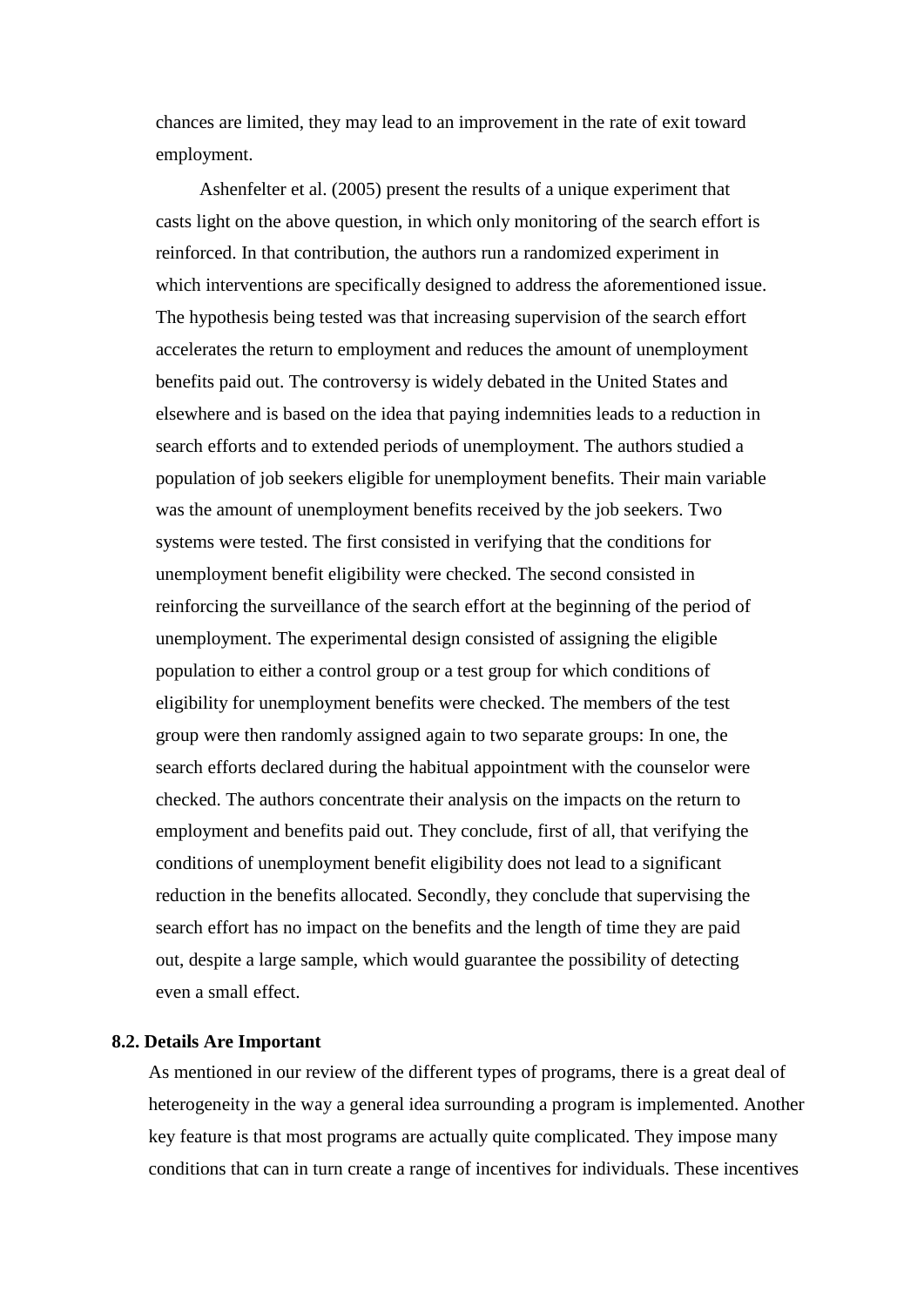chances are limited, they may lead to an improvement in the rate of exit toward employment.

Ashenfelter et al. (2005) present the results of a unique experiment that casts light on the above question, in which only monitoring of the search effort is reinforced. In that contribution, the authors run a randomized experiment in which interventions are specifically designed to address the aforementioned issue. The hypothesis being tested was that increasing supervision of the search effort accelerates the return to employment and reduces the amount of unemployment benefits paid out. The controversy is widely debated in the United States and elsewhere and is based on the idea that paying indemnities leads to a reduction in search efforts and to extended periods of unemployment. The authors studied a population of job seekers eligible for unemployment benefits. Their main variable was the amount of unemployment benefits received by the job seekers. Two systems were tested. The first consisted in verifying that the conditions for unemployment benefit eligibility were checked. The second consisted in reinforcing the surveillance of the search effort at the beginning of the period of unemployment. The experimental design consisted of assigning the eligible population to either a control group or a test group for which conditions of eligibility for unemployment benefits were checked. The members of the test group were then randomly assigned again to two separate groups: In one, the search efforts declared during the habitual appointment with the counselor were checked. The authors concentrate their analysis on the impacts on the return to employment and benefits paid out. They conclude, first of all, that verifying the conditions of unemployment benefit eligibility does not lead to a significant reduction in the benefits allocated. Secondly, they conclude that supervising the search effort has no impact on the benefits and the length of time they are paid out, despite a large sample, which would guarantee the possibility of detecting even a small effect.

### 8.2. Details Are Important

As mentioned in our review of the different types of programs, there is a great deal of heterogeneity in the way a general idea surrounding a program is implemented. Another key feature is that most programs are actually quite complicated. They impose many conditions that can in turn create a range of incentives for individuals. These incentives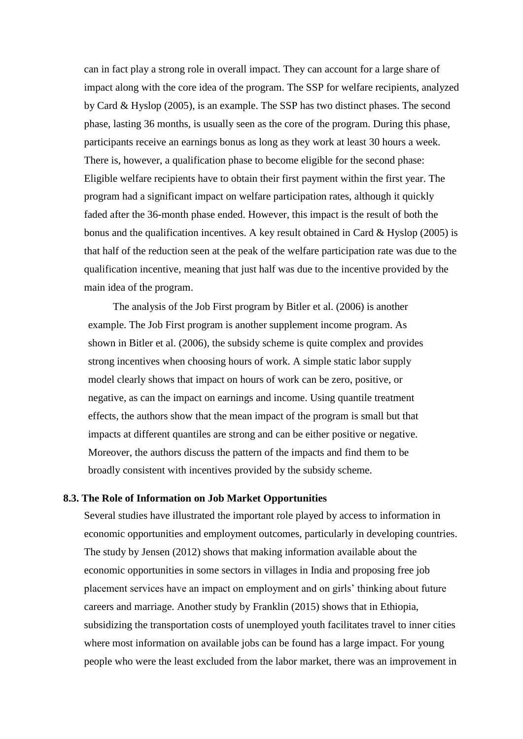can in fact play a strong role in overall impact. They can account for a large share of impact along with the core idea of the program. The SSP for welfare recipients, analyzed by Card & Hyslop (2005), is an example. The SSP has two distinct phases. The second phase, lasting 36 months, is usually seen as the core of the program. During this phase, participants receive an earnings bonus as long as they work at least 30 hours a week. There is, however, a qualification phase to become eligible for the second phase: Eligible welfare recipients have to obtain their first payment within the first year. The program had a significant impact on welfare participation rates, although it quickly faded after the 36-month phase ended. However, this impact is the result of both the bonus and the qualification incentives. A key result obtained in Card & Hyslop (2005) is that half of the reduction seen at the peak of the welfare participation rate was due to the qualification incentive, meaning that just half was due to the incentive provided by the main idea of the program.

The analysis of the Job First program by Bitler et al. (2006) is another example. The Job First program is another supplement income program. As shown in Bitler et al. (2006), the subsidy scheme is quite complex and provides strong incentives when choosing hours of work. A simple static labor supply model clearly shows that impact on hours of work can be zero, positive, or negative, as can the impact on earnings and income. Using quantile treatment effects, the authors show that the mean impact of the program is small but that impacts at different quantiles are strong and can be either positive or negative. Moreover, the authors discuss the pattern of the impacts and find them to be broadly consistent with incentives provided by the subsidy scheme.

### 8.3. The Role of Information on Job Market Opportunities

Several studies have illustrated the important role played by access to information in economic opportunities and employment outcomes, particularly in developing countries. The study by Jensen (2012) shows that making information available about the economic opportunities in some sectors in villages in India and proposing free job placement services have an impact on employment and on girls' thinking about future careers and marriage. Another study by Franklin (2015) shows that in Ethiopia, subsidizing the transportation costs of unemployed youth facilitates travel to inner cities where most information on available jobs can be found has a large impact. For young people who were the least excluded from the labor market, there was an improvement in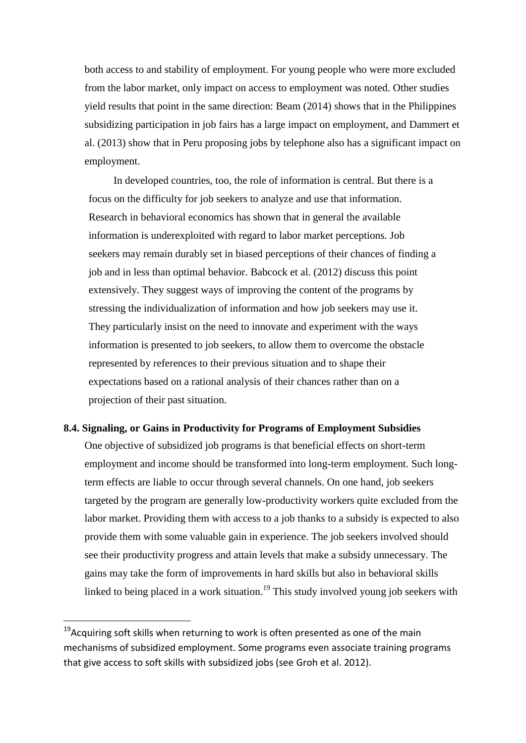both access to and stability of employment. For young people who were more excluded from the labor market, only impact on access to employment was noted. Other studies yield results that point in the same direction: Beam (2014) shows that in the Philippines subsidizing participation in job fairs has a large impact on employment, and Dammert et al. (2013) show that in Peru proposing jobs by telephone also has a significant impact on employment.

In developed countries, too, the role of information is central. But there is a focus on the difficulty for job seekers to analyze and use that information. Research in behavioral economics has shown that in general the available information is underexploited with regard to labor market perceptions. Job seekers may remain durably set in biased perceptions of their chances of finding a job and in less than optimal behavior. Babcock et al. (2012) discuss this point extensively. They suggest ways of improving the content of the programs by stressing the individualization of information and how job seekers may use it. They particularly insist on the need to innovate and experiment with the ways information is presented to job seekers, to allow them to overcome the obstacle represented by references to their previous situation and to shape their expectations based on a rational analysis of their chances rather than on a projection of their past situation.

### 8.4. Signaling, or Gains in Productivity for Programs of Employment Subsidies

One objective of subsidized job programs is that beneficial effects on short-term employment and income should be transformed into long-term employment. Such long-term effects are liable to occur through several channels. On one hand, job seekers targeted by the program are generally low-productivity workers quite excluded from the labor market. Providing them with access to a job thanks to a subsidy is expected to also provide them with some valuable gain in experience. The job seekers involved should see their productivity progress and attain levels that make a subsidy unnecessary. The gains may take the form of improvements in hard skills but also in behavioral skills linked to being placed in a work situation.[19] This study involved young job seekers with

[19] Acquiring soft skills when returning to work is often presented as one of the main mechanisms of subsidized employment. Some programs even associate training programs that give access to soft skills with subsidized jobs (see Groh et al. 2012).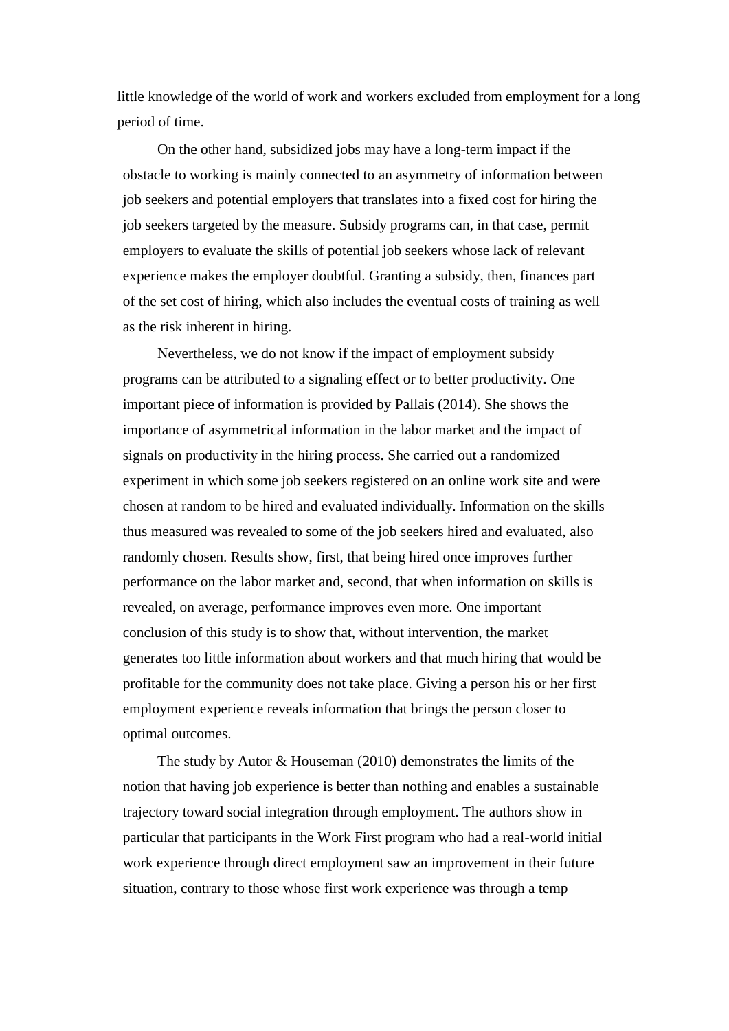little knowledge of the world of work and workers excluded from employment for a long period of time.

On the other hand, subsidized jobs may have a long-term impact if the obstacle to working is mainly connected to an asymmetry of information between job seekers and potential employers that translates into a fixed cost for hiring the job seekers targeted by the measure. Subsidy programs can, in that case, permit employers to evaluate the skills of potential job seekers whose lack of relevant experience makes the employer doubtful. Granting a subsidy, then, finances part of the set cost of hiring, which also includes the eventual costs of training as well as the risk inherent in hiring.

Nevertheless, we do not know if the impact of employment subsidy programs can be attributed to a signaling effect or to better productivity. One important piece of information is provided by Pallais (2014). She shows the importance of asymmetrical information in the labor market and the impact of signals on productivity in the hiring process. She carried out a randomized experiment in which some job seekers registered on an online work site and were chosen at random to be hired and evaluated individually. Information on the skills thus measured was revealed to some of the job seekers hired and evaluated, also randomly chosen. Results show, first, that being hired once improves further performance on the labor market and, second, that when information on skills is revealed, on average, performance improves even more. One important conclusion of this study is to show that, without intervention, the market generates too little information about workers and that much hiring that would be profitable for the community does not take place. Giving a person his or her first employment experience reveals information that brings the person closer to optimal outcomes.

The study by Autor & Houseman (2010) demonstrates the limits of the notion that having job experience is better than nothing and enables a sustainable trajectory toward social integration through employment. The authors show in particular that participants in the Work First program who had a real-world initial work experience through direct employment saw an improvement in their future situation, contrary to those whose first work experience was through a temp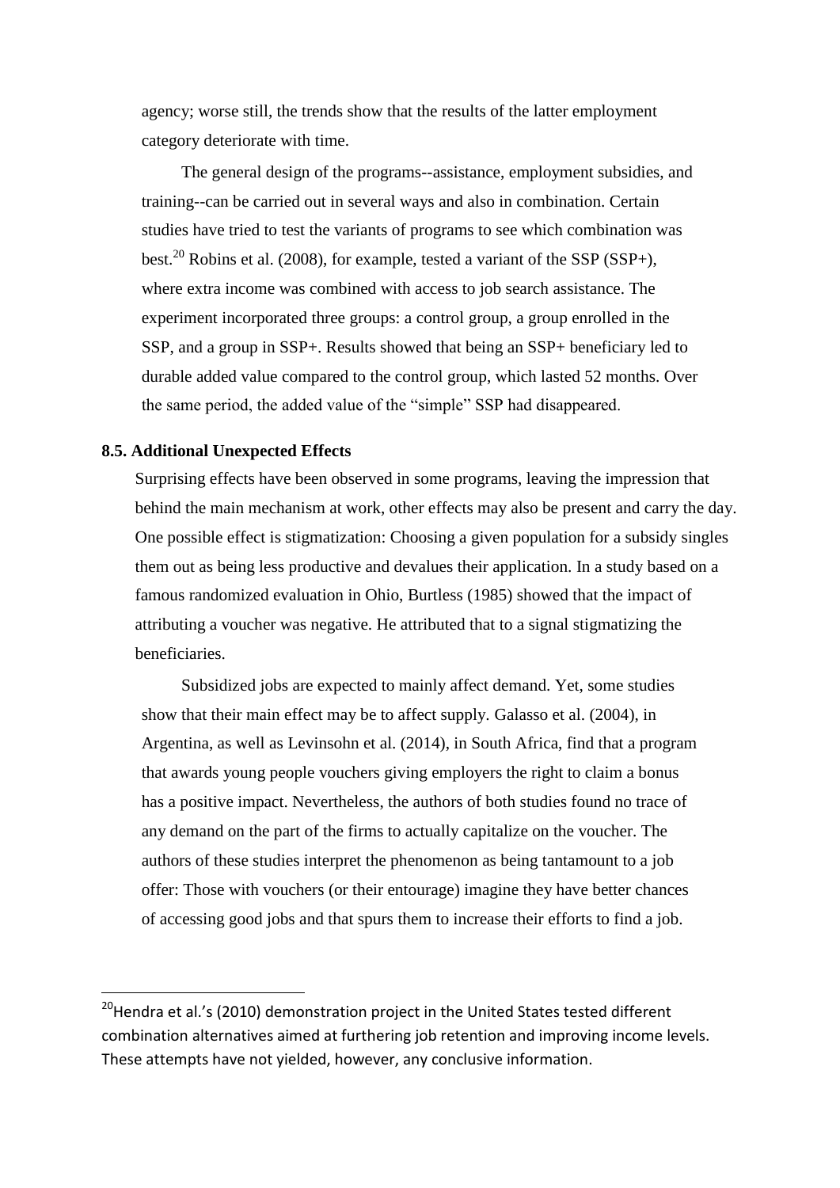agency; worse still, the trends show that the results of the latter employment category deteriorate with time.

The general design of the programs--assistance, employment subsidies, and training--can be carried out in several ways and also in combination. Certain studies have tried to test the variants of programs to see which combination was best.[20] Robins et al. (2008), for example, tested a variant of the SSP (SSP+), where extra income was combined with access to job search assistance. The experiment incorporated three groups: a control group, a group enrolled in the SSP, and a group in SSP+. Results showed that being an SSP+ beneficiary led to durable added value compared to the control group, which lasted 52 months. Over the same period, the added value of the "simple" SSP had disappeared.

### 8.5. Additional Unexpected Effects

Surprising effects have been observed in some programs, leaving the impression that behind the main mechanism at work, other effects may also be present and carry the day. One possible effect is stigmatization: Choosing a given population for a subsidy singles them out as being less productive and devalues their application. In a study based on a famous randomized evaluation in Ohio, Burtless (1985) showed that the impact of attributing a voucher was negative. He attributed that to a signal stigmatizing the beneficiaries.

Subsidized jobs are expected to mainly affect demand. Yet, some studies show that their main effect may be to affect supply. Galasso et al. (2004), in Argentina, as well as Levinsohn et al. (2014), in South Africa, find that a program that awards young people vouchers giving employers the right to claim a bonus has a positive impact. Nevertheless, the authors of both studies found no trace of any demand on the part of the firms to actually capitalize on the voucher. The authors of these studies interpret the phenomenon as being tantamount to a job offer: Those with vouchers (or their entourage) imagine they have better chances of accessing good jobs and that spurs them to increase their efforts to find a job.

[20] Hendra et al.'s (2010) demonstration project in the United States tested different combination alternatives aimed at furthering job retention and improving income levels. These attempts have not yielded, however, any conclusive information.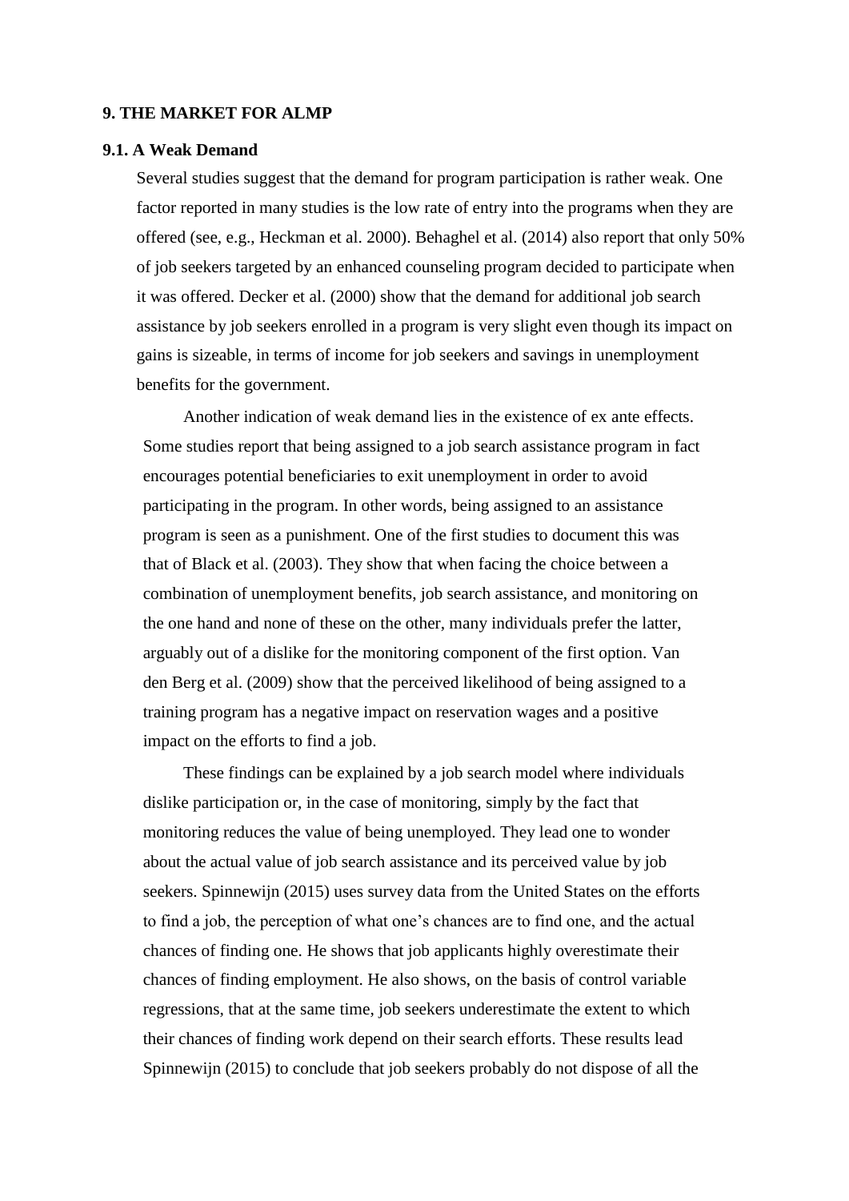## 9. THE MARKET FOR ALMP

### 9.1. A Weak Demand

Several studies suggest that the demand for program participation is rather weak. One factor reported in many studies is the low rate of entry into the programs when they are offered (see, e.g., Heckman et al. 2000). Behaghel et al. (2014) also report that only 50% of job seekers targeted by an enhanced counseling program decided to participate when it was offered. Decker et al. (2000) show that the demand for additional job search assistance by job seekers enrolled in a program is very slight even though its impact on gains is sizeable, in terms of income for job seekers and savings in unemployment benefits for the government.

Another indication of weak demand lies in the existence of ex ante effects. Some studies report that being assigned to a job search assistance program in fact encourages potential beneficiaries to exit unemployment in order to avoid participating in the program. In other words, being assigned to an assistance program is seen as a punishment. One of the first studies to document this was that of Black et al. (2003). They show that when facing the choice between a combination of unemployment benefits, job search assistance, and monitoring on the one hand and none of these on the other, many individuals prefer the latter, arguably out of a dislike for the monitoring component of the first option. Van den Berg et al. (2009) show that the perceived likelihood of being assigned to a training program has a negative impact on reservation wages and a positive impact on the efforts to find a job.

These findings can be explained by a job search model where individuals dislike participation or, in the case of monitoring, simply by the fact that monitoring reduces the value of being unemployed. They lead one to wonder about the actual value of job search assistance and its perceived value by job seekers. Spinnewijn (2015) uses survey data from the United States on the efforts to find a job, the perception of what one's chances are to find one, and the actual chances of finding one. He shows that job applicants highly overestimate their chances of finding employment. He also shows, on the basis of control variable regressions, that at the same time, job seekers underestimate the extent to which their chances of finding work depend on their search efforts. These results lead Spinnewijn (2015) to conclude that job seekers probably do not dispose of all the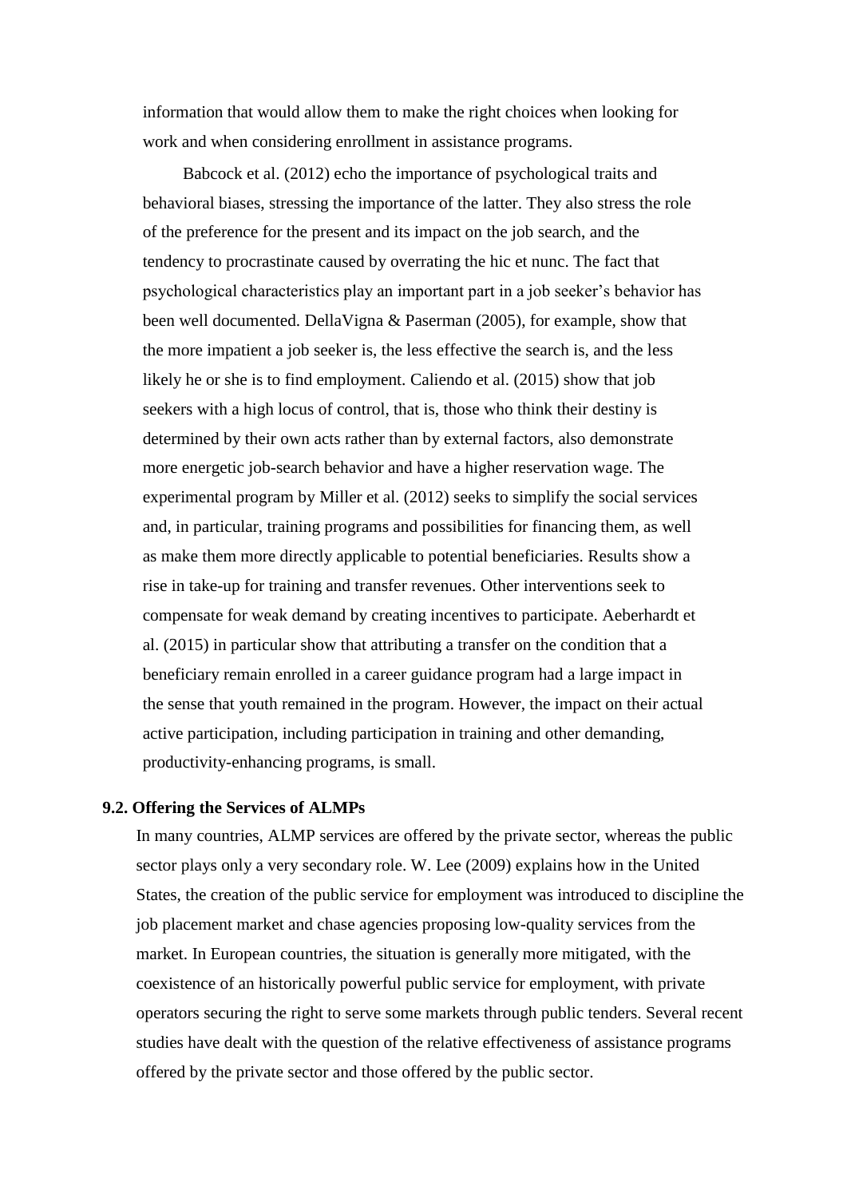information that would allow them to make the right choices when looking for work and when considering enrollment in assistance programs.

Babcock et al. (2012) echo the importance of psychological traits and behavioral biases, stressing the importance of the latter. They also stress the role of the preference for the present and its impact on the job search, and the tendency to procrastinate caused by overrating the hic et nunc. The fact that psychological characteristics play an important part in a job seeker's behavior has been well documented. DellaVigna & Paserman (2005), for example, show that the more impatient a job seeker is, the less effective the search is, and the less likely he or she is to find employment. Caliendo et al. (2015) show that job seekers with a high locus of control, that is, those who think their destiny is determined by their own acts rather than by external factors, also demonstrate more energetic job-search behavior and have a higher reservation wage. The experimental program by Miller et al. (2012) seeks to simplify the social services and, in particular, training programs and possibilities for financing them, as well as make them more directly applicable to potential beneficiaries. Results show a rise in take-up for training and transfer revenues. Other interventions seek to compensate for weak demand by creating incentives to participate. Aeberhardt et al. (2015) in particular show that attributing a transfer on the condition that a beneficiary remain enrolled in a career guidance program had a large impact in the sense that youth remained in the program. However, the impact on their actual active participation, including participation in training and other demanding, productivity-enhancing programs, is small.

### 9.2. Offering the Services of ALMPs

In many countries, ALMP services are offered by the private sector, whereas the public sector plays only a very secondary role. W. Lee (2009) explains how in the United States, the creation of the public service for employment was introduced to discipline the job placement market and chase agencies proposing low-quality services from the market. In European countries, the situation is generally more mitigated, with the coexistence of an historically powerful public service for employment, with private operators securing the right to serve some markets through public tenders. Several recent studies have dealt with the question of the relative effectiveness of assistance programs offered by the private sector and those offered by the public sector.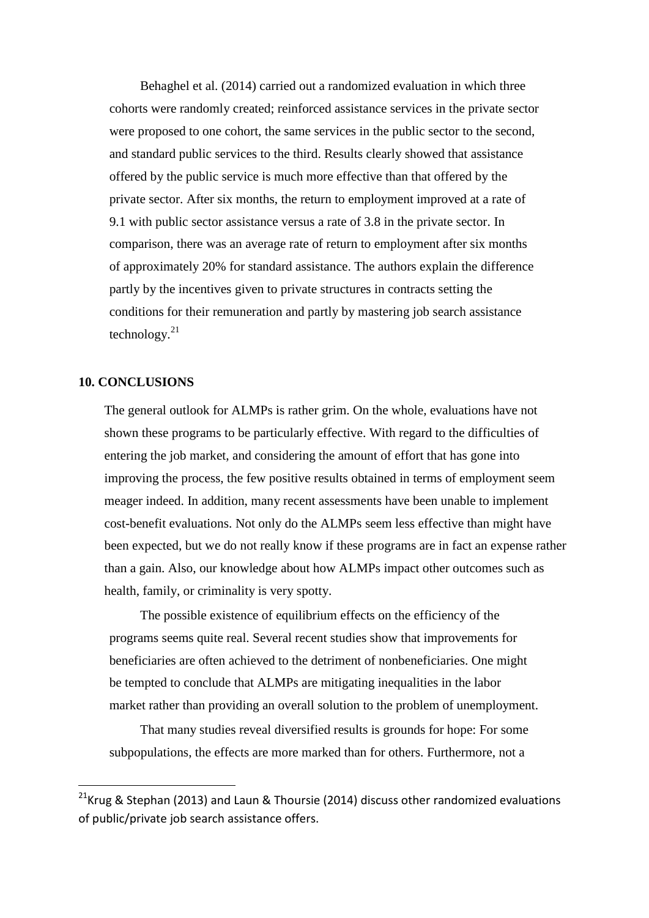Behaghel et al. (2014) carried out a randomized evaluation in which three cohorts were randomly created; reinforced assistance services in the private sector were proposed to one cohort, the same services in the public sector to the second, and standard public services to the third. Results clearly showed that assistance offered by the public service is much more effective than that offered by the private sector. After six months, the return to employment improved at a rate of 9.1 with public sector assistance versus a rate of 3.8 in the private sector. In comparison, there was an average rate of return to employment after six months of approximately 20% for standard assistance. The authors explain the difference partly by the incentives given to private structures in contracts setting the conditions for their remuneration and partly by mastering job search assistance technology.[21]

**10. CONCLUSIONS**

The general outlook for ALMPs is rather grim. On the whole, evaluations have not shown these programs to be particularly effective. With regard to the difficulties of entering the job market, and considering the amount of effort that has gone into improving the process, the few positive results obtained in terms of employment seem meager indeed. In addition, many recent assessments have been unable to implement cost-benefit evaluations. Not only do the ALMPs seem less effective than might have been expected, but we do not really know if these programs are in fact an expense rather than a gain. Also, our knowledge about how ALMPs impact other outcomes such as health, family, or criminality is very spotty.

The possible existence of equilibrium effects on the efficiency of the programs seems quite real. Several recent studies show that improvements for beneficiaries are often achieved to the detriment of nonbeneficiaries. One might be tempted to conclude that ALMPs are mitigating inequalities in the labor market rather than providing an overall solution to the problem of unemployment.

That many studies reveal diversified results is grounds for hope: For some subpopulations, the effects are more marked than for others. Furthermore, not a

[21] Krug & Stephan (2013) and Laun & Thoursie (2014) discuss other randomized evaluations of public/private job search assistance offers.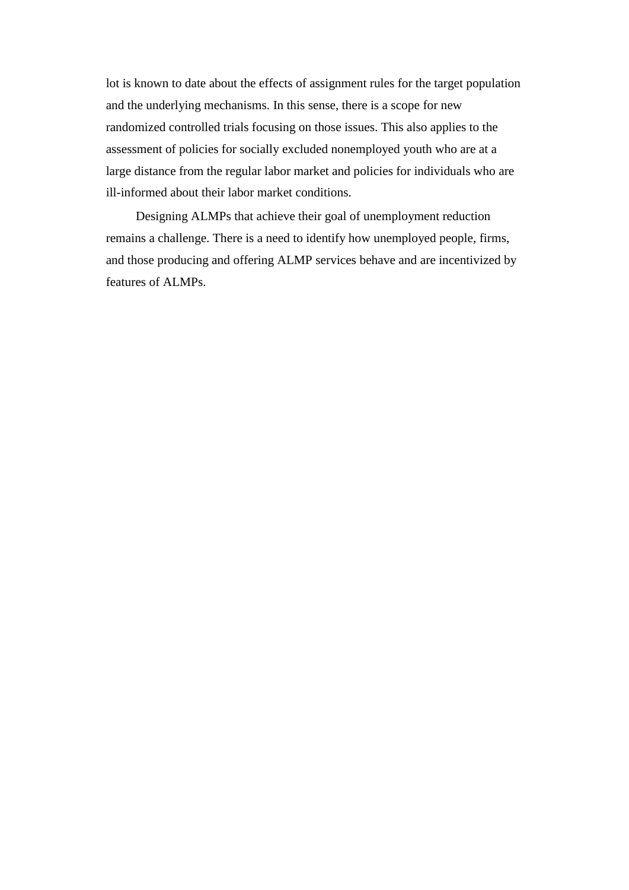lot is known to date about the effects of assignment rules for the target population and the underlying mechanisms. In this sense, there is a scope for new randomized controlled trials focusing on those issues. This also applies to the assessment of policies for socially excluded nonemployed youth who are at a large distance from the regular labor market and policies for individuals who are ill-informed about their labor market conditions.

Designing ALMPs that achieve their goal of unemployment reduction remains a challenge. There is a need to identify how unemployed people, firms, and those producing and offering ALMP services behave and are incentivized by features of ALMPs.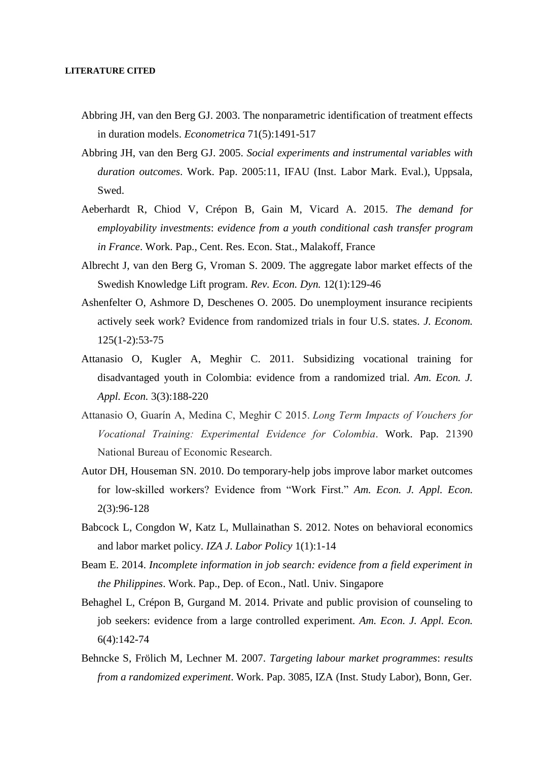**LITERATURE CITED**

Abbring JH, van den Berg GJ. 2003. The nonparametric identification of treatment effects in duration models. *Econometrica* 71(5):1491-517

Abbring JH, van den Berg GJ. 2005. *Social experiments and instrumental variables with duration outcomes*. Work. Pap. 2005:11, IFAU (Inst. Labor Mark. Eval.), Uppsala, Swed.

Aeberhardt R, Chiod V, Crépon B, Gain M, Vicard A. 2015. *The demand for employability investments*: *evidence from a youth conditional cash transfer program in France*. Work. Pap., Cent. Res. Econ. Stat., Malakoff, France

Albrecht J, van den Berg G, Vroman S. 2009. The aggregate labor market effects of the Swedish Knowledge Lift program. *Rev. Econ. Dyn.* 12(1):129-46

Ashenfelter O, Ashmore D, Deschenes O. 2005. Do unemployment insurance recipients actively seek work? Evidence from randomized trials in four U.S. states. *J. Econom.* 125(1-2):53-75

Attanasio O, Kugler A, Meghir C. 2011. Subsidizing vocational training for disadvantaged youth in Colombia: evidence from a randomized trial. *Am. Econ. J. Appl. Econ.* 3(3):188-220

Attanasio O, Guarín A, Medina C, Meghir C 2015. *Long Term Impacts of Vouchers for Vocational Training: Experimental Evidence for Colombia*. Work. Pap. 21390 National Bureau of Economic Research.

Autor DH, Houseman SN. 2010. Do temporary-help jobs improve labor market outcomes for low-skilled workers? Evidence from "Work First." *Am. Econ. J. Appl. Econ.* 2(3):96-128

Babcock L, Congdon W, Katz L, Mullainathan S. 2012. Notes on behavioral economics and labor market policy. *IZA J. Labor Policy* 1(1):1-14

Beam E. 2014. *Incomplete information in job search: evidence from a field experiment in the Philippines*. Work. Pap., Dep. of Econ., Natl. Univ. Singapore

Behaghel L, Crépon B, Gurgand M. 2014. Private and public provision of counseling to job seekers: evidence from a large controlled experiment. *Am. Econ. J. Appl. Econ.* 6(4):142-74

Behncke S, Frölich M, Lechner M. 2007. *Targeting labour market programmes*: *results from a randomized experiment*. Work. Pap. 3085, IZA (Inst. Study Labor), Bonn, Ger.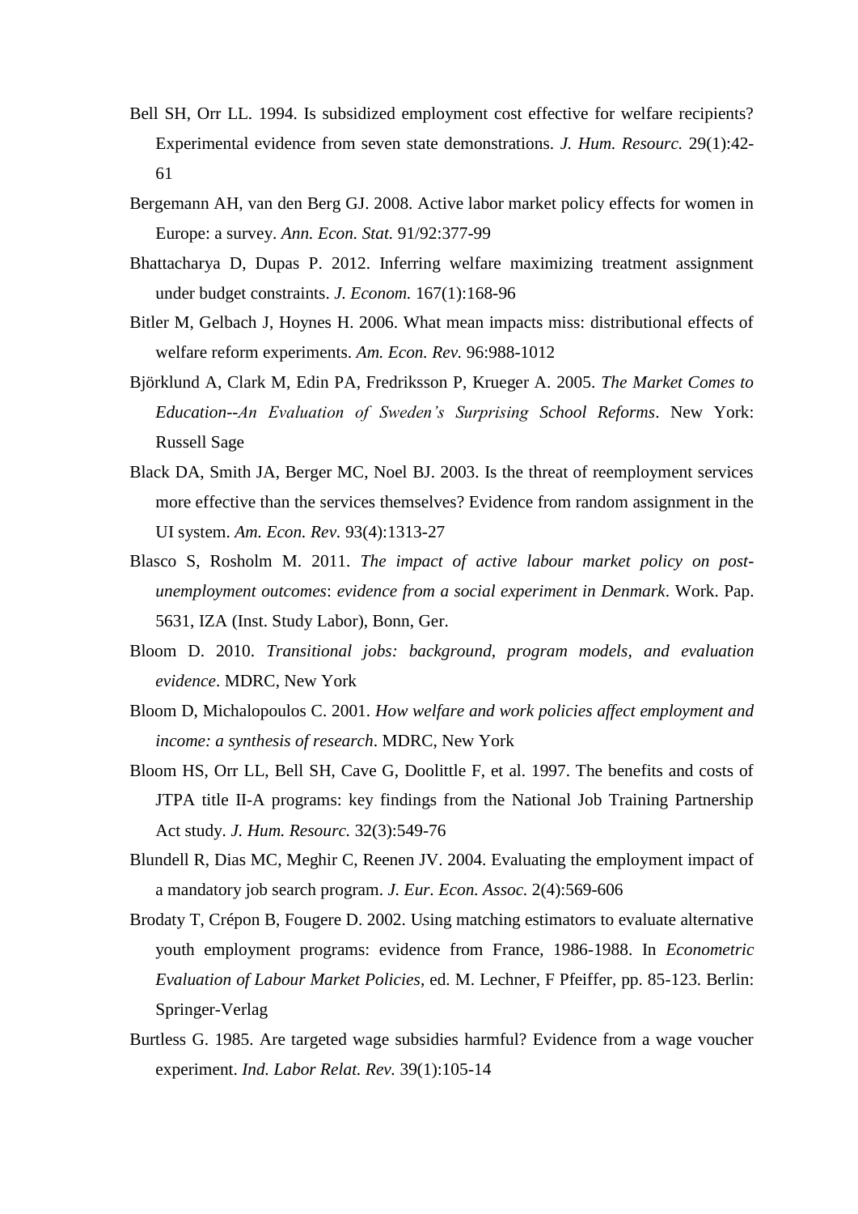Bell SH, Orr LL. 1994. Is subsidized employment cost effective for welfare recipients? Experimental evidence from seven state demonstrations. *J. Hum. Resourc.* 29(1):42-61

Bergemann AH, van den Berg GJ. 2008. Active labor market policy effects for women in Europe: a survey. *Ann. Econ. Stat.* 91/92:377-99

Bhattacharya D, Dupas P. 2012. Inferring welfare maximizing treatment assignment under budget constraints. *J. Econom.* 167(1):168-96

Bitler M, Gelbach J, Hoynes H. 2006. What mean impacts miss: distributional effects of welfare reform experiments. *Am. Econ. Rev.* 96:988-1012

Björklund A, Clark M, Edin PA, Fredriksson P, Krueger A. 2005. *The Market Comes to Education--An Evaluation of Sweden's Surprising School Reforms*. New York: Russell Sage

Black DA, Smith JA, Berger MC, Noel BJ. 2003. Is the threat of reemployment services more effective than the services themselves? Evidence from random assignment in the UI system. *Am. Econ. Rev.* 93(4):1313-27

Blasco S, Rosholm M. 2011. *The impact of active labour market policy on post-unemployment outcomes*: *evidence from a social experiment in Denmark*. Work. Pap. 5631, IZA (Inst. Study Labor), Bonn, Ger.

Bloom D. 2010. *Transitional jobs: background, program models, and evaluation evidence*. MDRC, New York

Bloom D, Michalopoulos C. 2001. *How welfare and work policies affect employment and income: a synthesis of research*. MDRC, New York

Bloom HS, Orr LL, Bell SH, Cave G, Doolittle F, et al. 1997. The benefits and costs of JTPA title II-A programs: key findings from the National Job Training Partnership Act study. *J. Hum. Resourc.* 32(3):549-76

Blundell R, Dias MC, Meghir C, Reenen JV. 2004. Evaluating the employment impact of a mandatory job search program. *J. Eur. Econ. Assoc.* 2(4):569-606

Brodaty T, Crépon B, Fougere D. 2002. Using matching estimators to evaluate alternative youth employment programs: evidence from France, 1986-1988. In *Econometric Evaluation of Labour Market Policies*, ed. M. Lechner, F Pfeiffer, pp. 85-123. Berlin: Springer-Verlag

Burtless G. 1985. Are targeted wage subsidies harmful? Evidence from a wage voucher experiment. *Ind. Labor Relat. Rev.* 39(1):105-14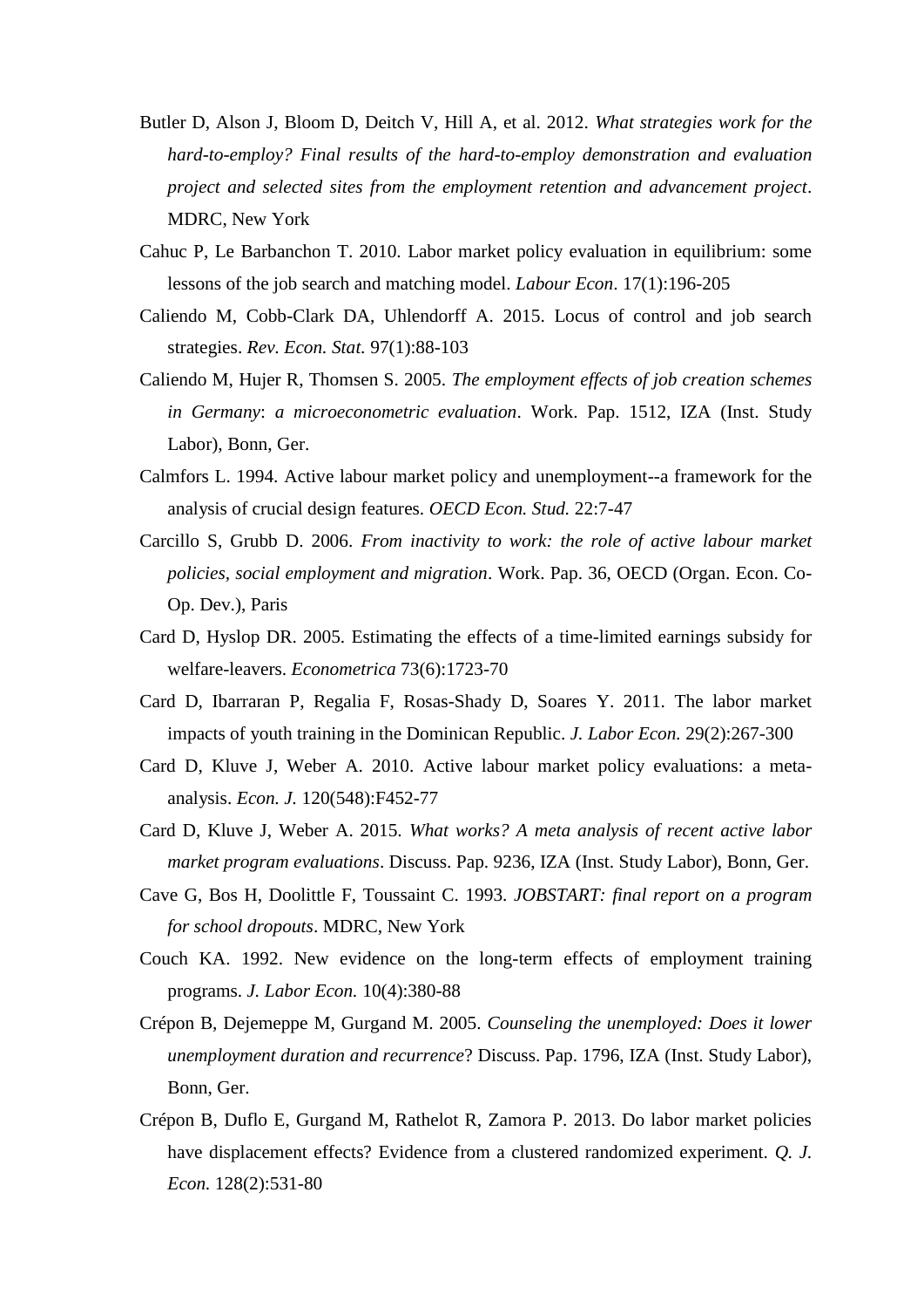Butler D, Alson J, Bloom D, Deitch V, Hill A, et al. 2012. *What strategies work for the hard-to-employ? Final results of the hard-to-employ demonstration and evaluation project and selected sites from the employment retention and advancement project*. MDRC, New York

Cahuc P, Le Barbanchon T. 2010. Labor market policy evaluation in equilibrium: some lessons of the job search and matching model. *Labour Econ*. 17(1):196-205

Caliendo M, Cobb-Clark DA, Uhlendorff A. 2015. Locus of control and job search strategies. *Rev. Econ. Stat.* 97(1):88-103

Caliendo M, Hujer R, Thomsen S. 2005. *The employment effects of job creation schemes in Germany*: *a microeconometric evaluation*. Work. Pap. 1512, IZA (Inst. Study Labor), Bonn, Ger.

Calmfors L. 1994. Active labour market policy and unemployment--a framework for the analysis of crucial design features. *OECD Econ. Stud.* 22:7-47

Carcillo S, Grubb D. 2006. *From inactivity to work: the role of active labour market policies, social employment and migration*. Work. Pap. 36, OECD (Organ. Econ. Co-Op. Dev.), Paris

Card D, Hyslop DR. 2005. Estimating the effects of a time-limited earnings subsidy for welfare-leavers. *Econometrica* 73(6):1723-70

Card D, Ibarraran P, Regalia F, Rosas-Shady D, Soares Y. 2011. The labor market impacts of youth training in the Dominican Republic. *J. Labor Econ.* 29(2):267-300

Card D, Kluve J, Weber A. 2010. Active labour market policy evaluations: a meta-analysis. *Econ. J.* 120(548):F452-77

Card D, Kluve J, Weber A. 2015. *What works? A meta analysis of recent active labor market program evaluations*. Discuss. Pap. 9236, IZA (Inst. Study Labor), Bonn, Ger.

Cave G, Bos H, Doolittle F, Toussaint C. 1993. *JOBSTART: final report on a program for school dropouts*. MDRC, New York

Couch KA. 1992. New evidence on the long-term effects of employment training programs. *J. Labor Econ.* 10(4):380-88

Crépon B, Dejemeppe M, Gurgand M. 2005. *Counseling the unemployed: Does it lower unemployment duration and recurrence*? Discuss. Pap. 1796, IZA (Inst. Study Labor), Bonn, Ger.

Crépon B, Duflo E, Gurgand M, Rathelot R, Zamora P. 2013. Do labor market policies have displacement effects? Evidence from a clustered randomized experiment. *Q. J. Econ.* 128(2):531-80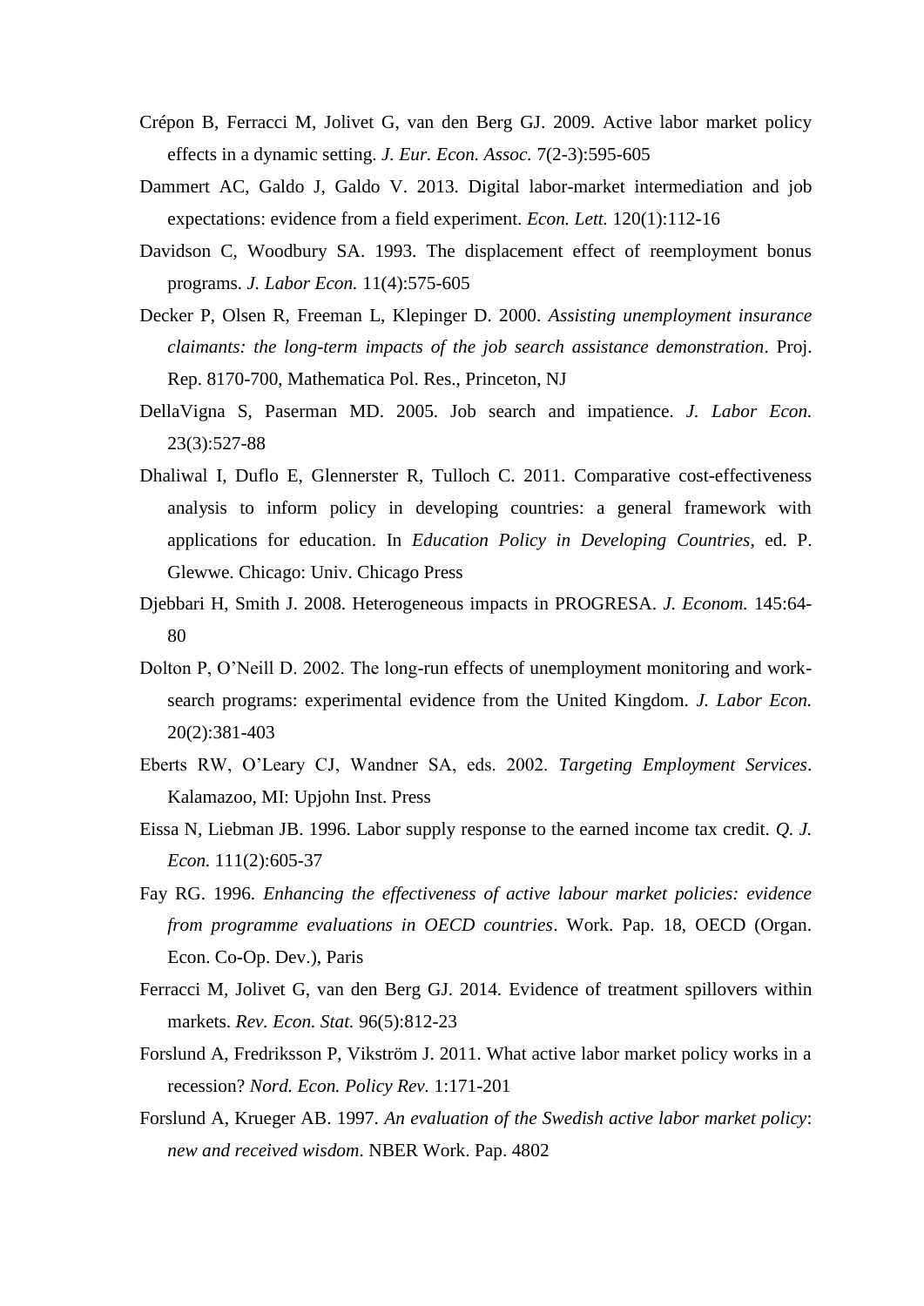Crépon B, Ferracci M, Jolivet G, van den Berg GJ. 2009. Active labor market policy effects in a dynamic setting. *J. Eur. Econ. Assoc.* 7(2-3):595-605

Dammert AC, Galdo J, Galdo V. 2013. Digital labor-market intermediation and job expectations: evidence from a field experiment. *Econ. Lett.* 120(1):112-16

Davidson C, Woodbury SA. 1993. The displacement effect of reemployment bonus programs. *J. Labor Econ.* 11(4):575-605

Decker P, Olsen R, Freeman L, Klepinger D. 2000. *Assisting unemployment insurance claimants: the long-term impacts of the job search assistance demonstration*. Proj. Rep. 8170-700, Mathematica Pol. Res., Princeton, NJ

DellaVigna S, Paserman MD. 2005. Job search and impatience. *J. Labor Econ.* 23(3):527-88

Dhaliwal I, Duflo E, Glennerster R, Tulloch C. 2011. Comparative cost-effectiveness analysis to inform policy in developing countries: a general framework with applications for education. In *Education Policy in Developing Countries*, ed. P. Glewwe. Chicago: Univ. Chicago Press

Djebbari H, Smith J. 2008. Heterogeneous impacts in PROGRESA. *J. Econom.* 145:64-80

Dolton P, O'Neill D. 2002. The long-run effects of unemployment monitoring and work-search programs: experimental evidence from the United Kingdom. *J. Labor Econ.* 20(2):381-403

Eberts RW, O'Leary CJ, Wandner SA, eds. 2002. *Targeting Employment Services*. Kalamazoo, MI: Upjohn Inst. Press

Eissa N, Liebman JB. 1996. Labor supply response to the earned income tax credit. *Q. J. Econ.* 111(2):605-37

Fay RG. 1996. *Enhancing the effectiveness of active labour market policies: evidence from programme evaluations in OECD countries*. Work. Pap. 18, OECD (Organ. Econ. Co-Op. Dev.), Paris

Ferracci M, Jolivet G, van den Berg GJ. 2014. Evidence of treatment spillovers within markets. *Rev. Econ. Stat.* 96(5):812-23

Forslund A, Fredriksson P, Vikström J. 2011. What active labor market policy works in a recession? *Nord. Econ. Policy Rev.* 1:171-201

Forslund A, Krueger AB. 1997. *An evaluation of the Swedish active labor market policy: new and received wisdom*. NBER Work. Pap. 4802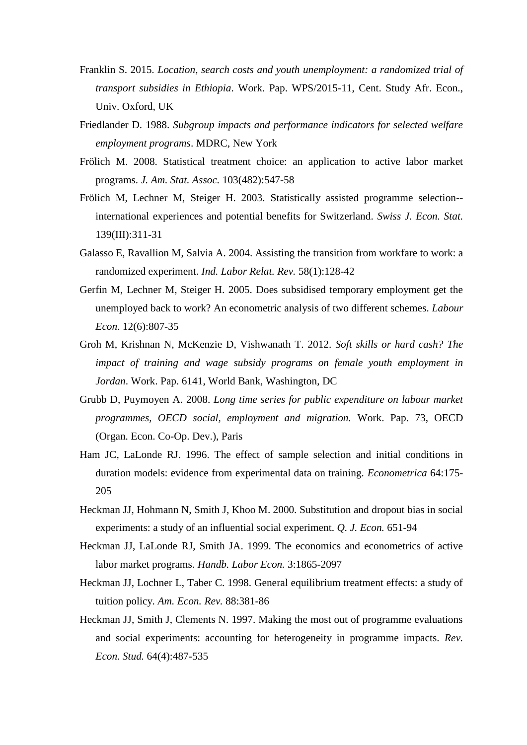Franklin S. 2015. *Location, search costs and youth unemployment: a randomized trial of transport subsidies in Ethiopia*. Work. Pap. WPS/2015-11, Cent. Study Afr. Econ., Univ. Oxford, UK

Friedlander D. 1988. *Subgroup impacts and performance indicators for selected welfare employment programs*. MDRC, New York

Frölich M. 2008. Statistical treatment choice: an application to active labor market programs. *J. Am. Stat. Assoc.* 103(482):547-58

Frölich M, Lechner M, Steiger H. 2003. Statistically assisted programme selection--international experiences and potential benefits for Switzerland. *Swiss J. Econ. Stat.* 139(III):311-31

Galasso E, Ravallion M, Salvia A. 2004. Assisting the transition from workfare to work: a randomized experiment. *Ind. Labor Relat. Rev.* 58(1):128-42

Gerfin M, Lechner M, Steiger H. 2005. Does subsidised temporary employment get the unemployed back to work? An econometric analysis of two different schemes. *Labour Econ*. 12(6):807-35

Groh M, Krishnan N, McKenzie D, Vishwanath T. 2012. *Soft skills or hard cash? The impact of training and wage subsidy programs on female youth employment in Jordan*. Work. Pap. 6141, World Bank, Washington, DC

Grubb D, Puymoyen A. 2008. *Long time series for public expenditure on labour market programmes, OECD social, employment and migration.* Work. Pap. 73, OECD (Organ. Econ. Co-Op. Dev.), Paris

Ham JC, LaLonde RJ. 1996. The effect of sample selection and initial conditions in duration models: evidence from experimental data on training. *Econometrica* 64:175-205

Heckman JJ, Hohmann N, Smith J, Khoo M. 2000. Substitution and dropout bias in social experiments: a study of an influential social experiment. *Q. J. Econ.* 651-94

Heckman JJ, LaLonde RJ, Smith JA. 1999. The economics and econometrics of active labor market programs. *Handb. Labor Econ.* 3:1865-2097

Heckman JJ, Lochner L, Taber C. 1998. General equilibrium treatment effects: a study of tuition policy. *Am. Econ. Rev.* 88:381-86

Heckman JJ, Smith J, Clements N. 1997. Making the most out of programme evaluations and social experiments: accounting for heterogeneity in programme impacts. *Rev. Econ. Stud.* 64(4):487-535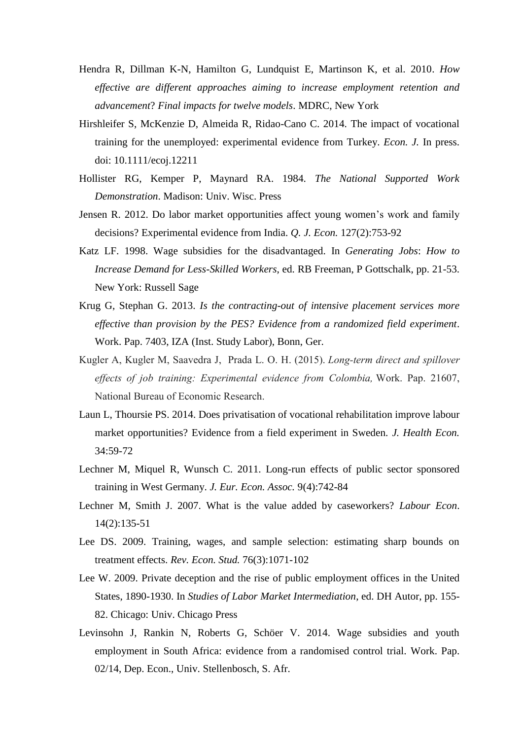Hendra R, Dillman K-N, Hamilton G, Lundquist E, Martinson K, et al. 2010. *How effective are different approaches aiming to increase employment retention and advancement? Final impacts for twelve models*. MDRC, New York

Hirshleifer S, McKenzie D, Almeida R, Ridao-Cano C. 2014. The impact of vocational training for the unemployed: experimental evidence from Turkey. *Econ. J.* In press. doi: 10.1111/ecoj.12211

Hollister RG, Kemper P, Maynard RA. 1984. *The National Supported Work Demonstration*. Madison: Univ. Wisc. Press

Jensen R. 2012. Do labor market opportunities affect young women's work and family decisions? Experimental evidence from India. *Q. J. Econ.* 127(2):753-92

Katz LF. 1998. Wage subsidies for the disadvantaged. In *Generating Jobs*: *How to Increase Demand for Less-Skilled Workers*, ed. RB Freeman, P Gottschalk, pp. 21-53. New York: Russell Sage

Krug G, Stephan G. 2013. *Is the contracting-out of intensive placement services more effective than provision by the PES? Evidence from a randomized field experiment*. Work. Pap. 7403, IZA (Inst. Study Labor), Bonn, Ger.

Kugler A, Kugler M, Saavedra J, Prada L. O. H. (2015). *Long-term direct and spillover effects of job training: Experimental evidence from Colombia,* Work. Pap. 21607, National Bureau of Economic Research.

Laun L, Thoursie PS. 2014. Does privatisation of vocational rehabilitation improve labour market opportunities? Evidence from a field experiment in Sweden. *J. Health Econ.* 34:59-72

Lechner M, Miquel R, Wunsch C. 2011. Long-run effects of public sector sponsored training in West Germany. *J. Eur. Econ. Assoc.* 9(4):742-84

Lechner M, Smith J. 2007. What is the value added by caseworkers? *Labour Econ*. 14(2):135-51

Lee DS. 2009. Training, wages, and sample selection: estimating sharp bounds on treatment effects. *Rev. Econ. Stud.* 76(3):1071-102

Lee W. 2009. Private deception and the rise of public employment offices in the United States, 1890-1930. In *Studies of Labor Market Intermediation*, ed. DH Autor, pp. 155-82. Chicago: Univ. Chicago Press

Levinsohn J, Rankin N, Roberts G, Schöer V. 2014. Wage subsidies and youth employment in South Africa: evidence from a randomised control trial. Work. Pap. 02/14, Dep. Econ., Univ. Stellenbosch, S. Afr.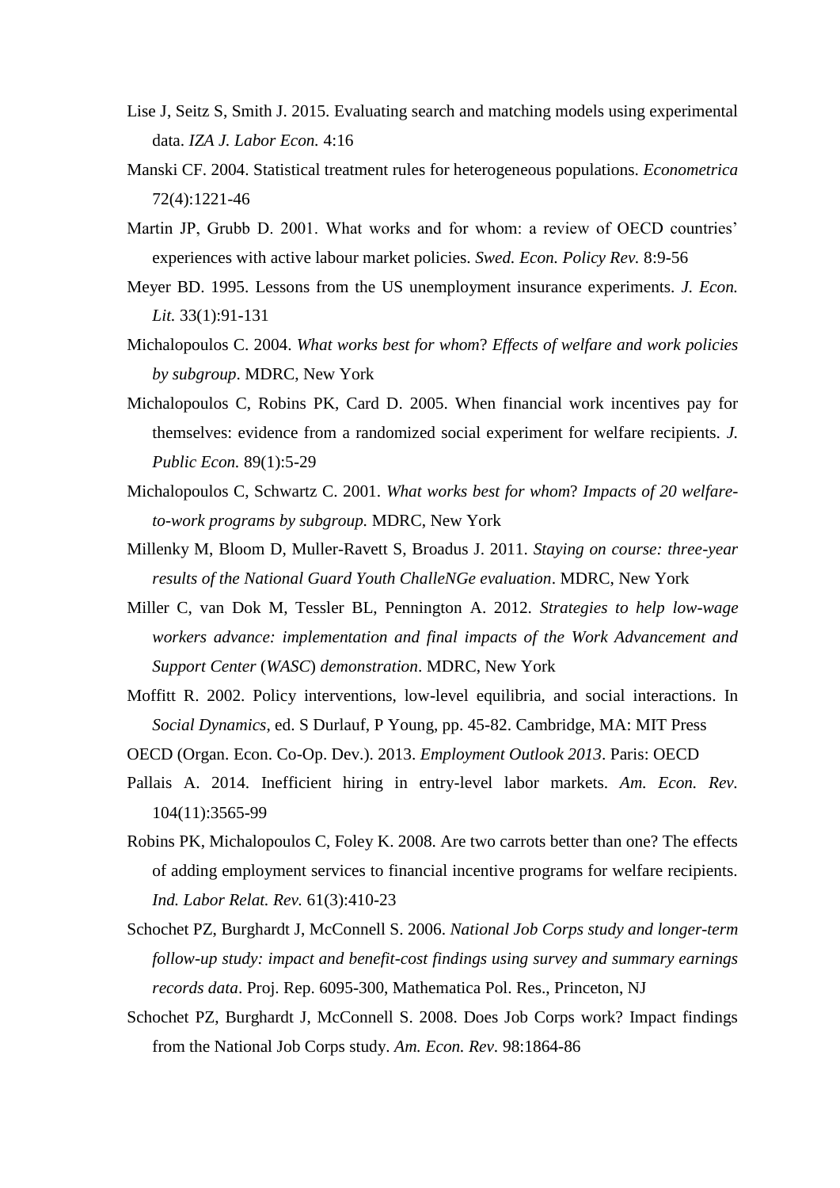Lise J, Seitz S, Smith J. 2015. Evaluating search and matching models using experimental data. *IZA J. Labor Econ.* 4:16

Manski CF. 2004. Statistical treatment rules for heterogeneous populations. *Econometrica* 72(4):1221-46

Martin JP, Grubb D. 2001. What works and for whom: a review of OECD countries' experiences with active labour market policies. *Swed. Econ. Policy Rev.* 8:9-56

Meyer BD. 1995. Lessons from the US unemployment insurance experiments. *J. Econ. Lit.* 33(1):91-131

Michalopoulos C. 2004. *What works best for whom*? *Effects of welfare and work policies by subgroup*. MDRC, New York

Michalopoulos C, Robins PK, Card D. 2005. When financial work incentives pay for themselves: evidence from a randomized social experiment for welfare recipients. *J. Public Econ.* 89(1):5-29

Michalopoulos C, Schwartz C. 2001. *What works best for whom*? *Impacts of 20 welfare-to-work programs by subgroup.* MDRC, New York

Millenky M, Bloom D, Muller-Ravett S, Broadus J. 2011. *Staying on course: three-year results of the National Guard Youth ChalleNGe evaluation*. MDRC, New York

Miller C, van Dok M, Tessler BL, Pennington A. 2012. *Strategies to help low-wage workers advance: implementation and final impacts of the Work Advancement and Support Center* (*WASC*) *demonstration*. MDRC, New York

Moffitt R. 2002. Policy interventions, low-level equilibria, and social interactions. In *Social Dynamics*, ed. S Durlauf, P Young, pp. 45-82. Cambridge, MA: MIT Press

OECD (Organ. Econ. Co-Op. Dev.). 2013. *Employment Outlook 2013*. Paris: OECD

Pallais A. 2014. Inefficient hiring in entry-level labor markets. *Am. Econ. Rev.* 104(11):3565-99

Robins PK, Michalopoulos C, Foley K. 2008. Are two carrots better than one? The effects of adding employment services to financial incentive programs for welfare recipients. *Ind. Labor Relat. Rev.* 61(3):410-23

Schochet PZ, Burghardt J, McConnell S. 2006. *National Job Corps study and longer-term follow-up study: impact and benefit-cost findings using survey and summary earnings records data*. Proj. Rep. 6095-300, Mathematica Pol. Res., Princeton, NJ

Schochet PZ, Burghardt J, McConnell S. 2008. Does Job Corps work? Impact findings from the National Job Corps study. *Am. Econ. Rev*. 98:1864-86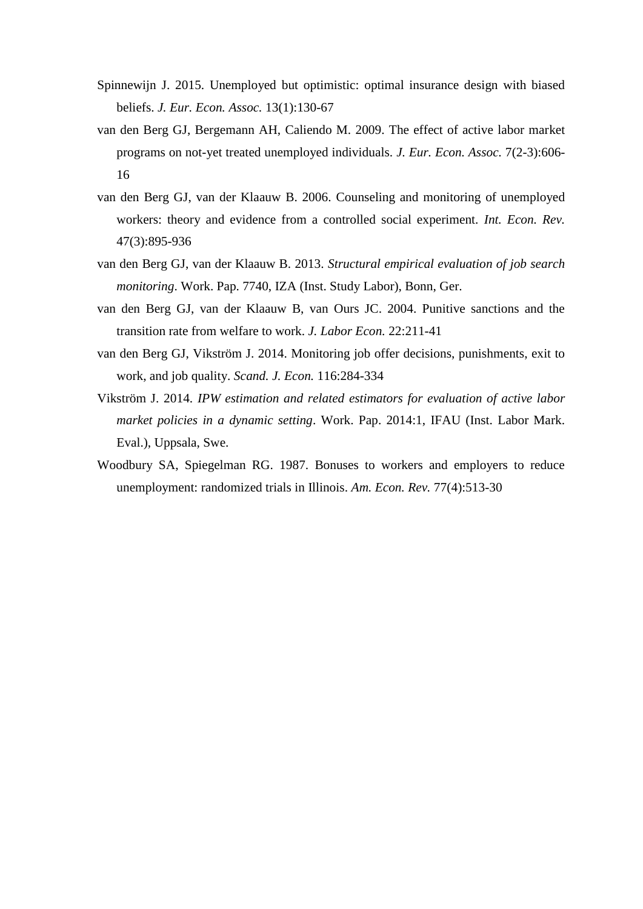Spinnewijn J. 2015. Unemployed but optimistic: optimal insurance design with biased beliefs. *J. Eur. Econ. Assoc.* 13(1):130-67

van den Berg GJ, Bergemann AH, Caliendo M. 2009. The effect of active labor market programs on not-yet treated unemployed individuals. *J. Eur. Econ. Assoc.* 7(2-3):606-16

van den Berg GJ, van der Klaauw B. 2006. Counseling and monitoring of unemployed workers: theory and evidence from a controlled social experiment. *Int. Econ. Rev.* 47(3):895-936

van den Berg GJ, van der Klaauw B. 2013. *Structural empirical evaluation of job search monitoring*. Work. Pap. 7740, IZA (Inst. Study Labor), Bonn, Ger.

van den Berg GJ, van der Klaauw B, van Ours JC. 2004. Punitive sanctions and the transition rate from welfare to work. *J. Labor Econ.* 22:211-41

van den Berg GJ, Vikström J. 2014. Monitoring job offer decisions, punishments, exit to work, and job quality. *Scand. J. Econ.* 116:284-334

Vikström J. 2014. *IPW estimation and related estimators for evaluation of active labor market policies in a dynamic setting*. Work. Pap. 2014:1, IFAU (Inst. Labor Mark. Eval.), Uppsala, Swe.

Woodbury SA, Spiegelman RG. 1987. Bonuses to workers and employers to reduce unemployment: randomized trials in Illinois. *Am. Econ. Rev.* 77(4):513-30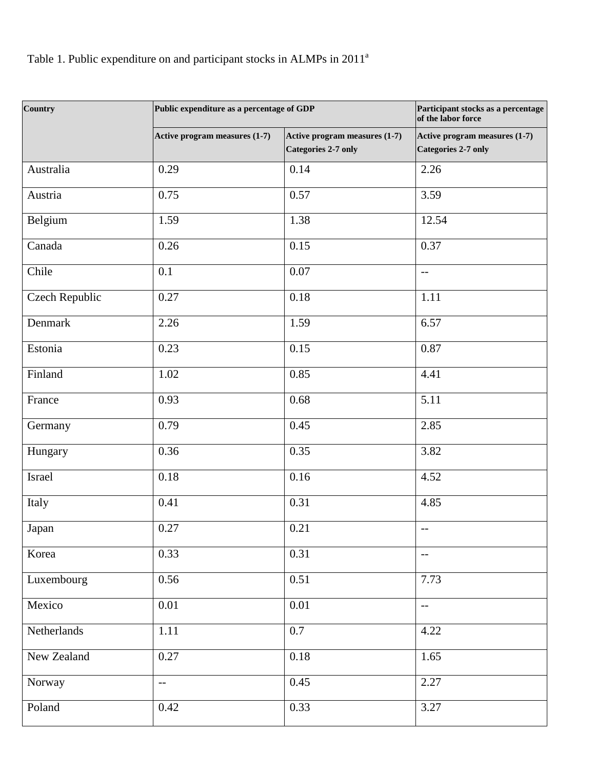Table 1. Public expenditure on and participant stocks in ALMPs in 2011[a]

| Country | Public expenditure as a percentage of GDP | | Participant stocks as a percentage of the labor force |
|---|---|---|---|
| | Active program measures (1-7) | Active program measures (1-7) Categories 2-7 only | Active program measures (1-7) Categories 2-7 only |
| Australia | 0.29 | 0.14 | 2.26 |
| Austria | 0.75 | 0.57 | 3.59 |
| Belgium | 1.59 | 1.38 | 12.54 |
| Canada | 0.26 | 0.15 | 0.37 |
| Chile | 0.1 | 0.07 | -- |
| Czech Republic | 0.27 | 0.18 | 1.11 |
| Denmark | 2.26 | 1.59 | 6.57 |
| Estonia | 0.23 | 0.15 | 0.87 |
| Finland | 1.02 | 0.85 | 4.41 |
| France | 0.93 | 0.68 | 5.11 |
| Germany | 0.79 | 0.45 | 2.85 |
| Hungary | 0.36 | 0.35 | 3.82 |
| Israel | 0.18 | 0.16 | 4.52 |
| Italy | 0.41 | 0.31 | 4.85 |
| Japan | 0.27 | 0.21 | -- |
| Korea | 0.33 | 0.31 | -- |
| Luxembourg | 0.56 | 0.51 | 7.73 |
| Mexico | 0.01 | 0.01 | -- |
| Netherlands | 1.11 | 0.7 | 4.22 |
| New Zealand | 0.27 | 0.18 | 1.65 |
| Norway | -- | 0.45 | 2.27 |
| Poland | 0.42 | 0.33 | 3.27 |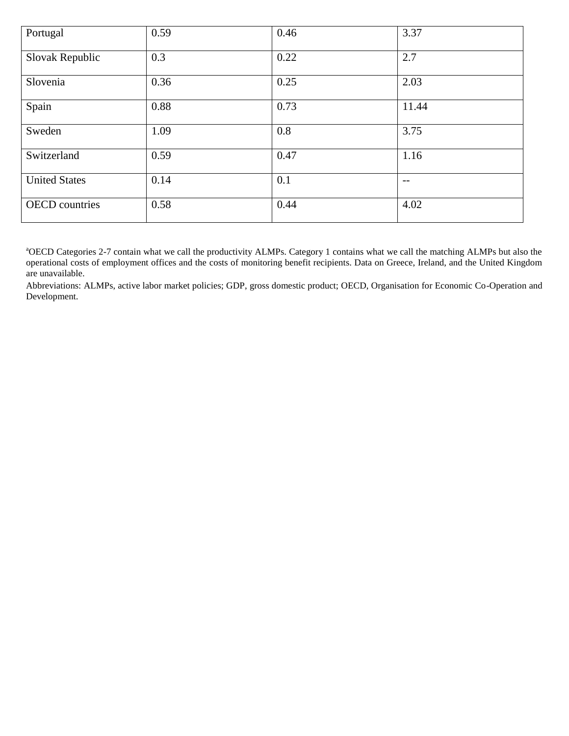| | | | |
|---|---|---|---|
| Portugal | 0.59 | 0.46 | 3.37 |
| Slovak Republic | 0.3 | 0.22 | 2.7 |
| Slovenia | 0.36 | 0.25 | 2.03 |
| Spain | 0.88 | 0.73 | 11.44 |
| Sweden | 1.09 | 0.8 | 3.75 |
| Switzerland | 0.59 | 0.47 | 1.16 |
| United States | 0.14 | 0.1 | -- |
| OECD countries | 0.58 | 0.44 | 4.02 |

[a]OECD Categories 2-7 contain what we call the productivity ALMPs. Category 1 contains what we call the matching ALMPs but also the operational costs of employment offices and the costs of monitoring benefit recipients. Data on Greece, Ireland, and the United Kingdom are unavailable.

Abbreviations: ALMPs, active labor market policies; GDP, gross domestic product; OECD, Organisation for Economic Co-Operation and Development.